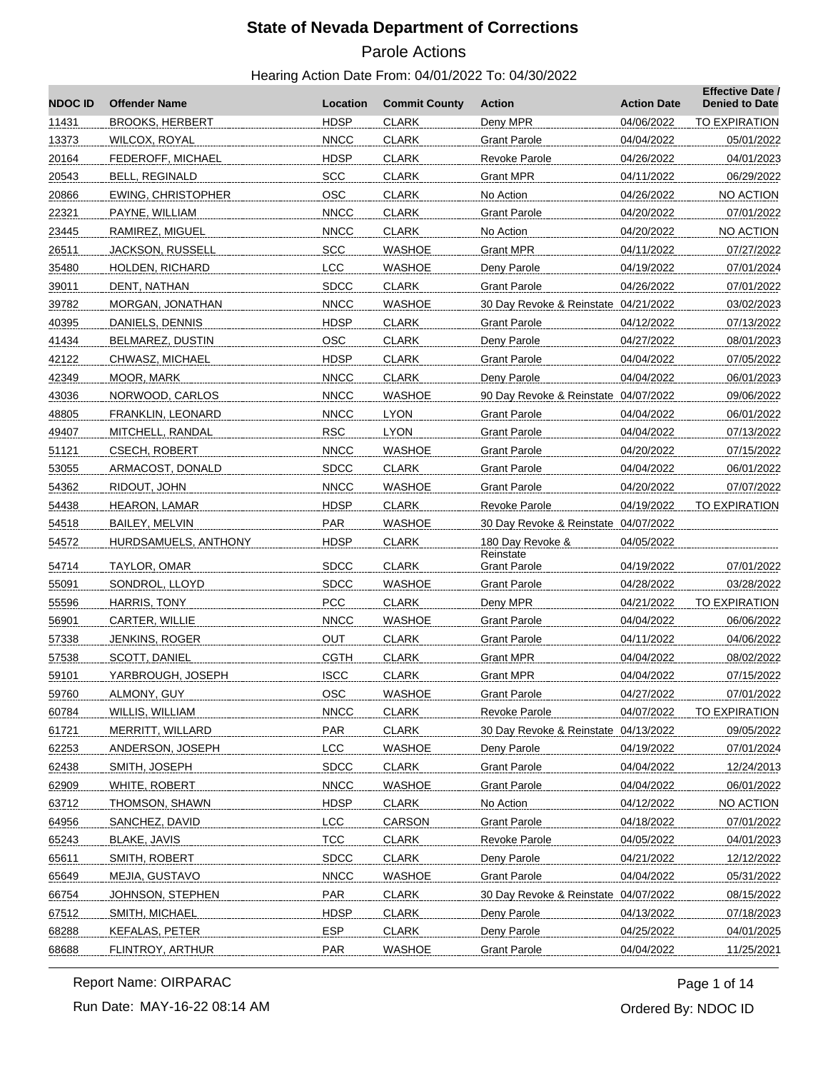# State of Nevada Department of Corrections

## Parole Actions

### Hearing Action Date From: 04/01/2022 To: 04/30/2022

| NDOC ID | Offender Name | Location | Commit County | Action | Action Date | Effective Date / Denied to Date |
|---|---|---|---|---|---|---|
| 11431 | BROOKS, HERBERT | HDSP | CLARK | Deny MPR | 04/06/2022 | TO EXPIRATION |
| 13373 | WILCOX, ROYAL | NNCC | CLARK | Grant Parole | 04/04/2022 | 05/01/2022 |
| 20164 | FEDEROFF, MICHAEL | HDSP | CLARK | Revoke Parole | 04/26/2022 | 04/01/2023 |
| 20543 | BELL, REGINALD | SCC | CLARK | Grant MPR | 04/11/2022 | 06/29/2022 |
| 20866 | EWING, CHRISTOPHER | OSC | CLARK | No Action | 04/26/2022 | NO ACTION |
| 22321 | PAYNE, WILLIAM | NNCC | CLARK | Grant Parole | 04/20/2022 | 07/01/2022 |
| 23445 | RAMIREZ, MIGUEL | NNCC | CLARK | No Action | 04/20/2022 | NO ACTION |
| 26511 | JACKSON, RUSSELL | SCC | WASHOE | Grant MPR | 04/11/2022 | 07/27/2022 |
| 35480 | HOLDEN, RICHARD | LCC | WASHOE | Deny Parole | 04/19/2022 | 07/01/2024 |
| 39011 | DENT, NATHAN | SDCC | CLARK | Grant Parole | 04/26/2022 | 07/01/2022 |
| 39782 | MORGAN, JONATHAN | NNCC | WASHOE | 30 Day Revoke & Reinstate | 04/21/2022 | 03/02/2023 |
| 40395 | DANIELS, DENNIS | HDSP | CLARK | Grant Parole | 04/12/2022 | 07/13/2022 |
| 41434 | BELMAREZ, DUSTIN | OSC | CLARK | Deny Parole | 04/27/2022 | 08/01/2023 |
| 42122 | CHWASZ, MICHAEL | HDSP | CLARK | Grant Parole | 04/04/2022 | 07/05/2022 |
| 42349 | MOOR, MARK | NNCC | CLARK | Deny Parole | 04/04/2022 | 06/01/2023 |
| 43036 | NORWOOD, CARLOS | NNCC | WASHOE | 90 Day Revoke & Reinstate | 04/07/2022 | 09/06/2022 |
| 48805 | FRANKLIN, LEONARD | NNCC | LYON | Grant Parole | 04/04/2022 | 06/01/2022 |
| 49407 | MITCHELL, RANDAL | RSC | LYON | Grant Parole | 04/04/2022 | 07/13/2022 |
| 51121 | CSECH, ROBERT | NNCC | WASHOE | Grant Parole | 04/20/2022 | 07/15/2022 |
| 53055 | ARMACOST, DONALD | SDCC | CLARK | Grant Parole | 04/04/2022 | 06/01/2022 |
| 54362 | RIDOUT, JOHN | NNCC | WASHOE | Grant Parole | 04/20/2022 | 07/07/2022 |
| 54438 | HEARON, LAMAR | HDSP | CLARK | Revoke Parole | 04/19/2022 | TO EXPIRATION |
| 54518 | BAILEY, MELVIN | PAR | WASHOE | 30 Day Revoke & Reinstate | 04/07/2022 | |
| 54572 | HURDSAMUELS, ANTHONY | HDSP | CLARK | 180 Day Revoke & Reinstate | 04/05/2022 | |
| 54714 | TAYLOR, OMAR | SDCC | CLARK | Grant Parole | 04/19/2022 | 07/01/2022 |
| 55091 | SONDROL, LLOYD | SDCC | WASHOE | Grant Parole | 04/28/2022 | 03/28/2022 |
| 55596 | HARRIS, TONY | PCC | CLARK | Deny MPR | 04/21/2022 | TO EXPIRATION |
| 56901 | CARTER, WILLIE | NNCC | WASHOE | Grant Parole | 04/04/2022 | 06/06/2022 |
| 57338 | JENKINS, ROGER | OUT | CLARK | Grant Parole | 04/11/2022 | 04/06/2022 |
| 57538 | SCOTT, DANIEL | CGTH | CLARK | Grant MPR | 04/04/2022 | 08/02/2022 |
| 59101 | YARBROUGH, JOSEPH | ISCC | CLARK | Grant MPR | 04/04/2022 | 07/15/2022 |
| 59760 | ALMONY, GUY | OSC | WASHOE | Grant Parole | 04/27/2022 | 07/01/2022 |
| 60784 | WILLIS, WILLIAM | NNCC | CLARK | Revoke Parole | 04/07/2022 | TO EXPIRATION |
| 61721 | MERRITT, WILLARD | PAR | CLARK | 30 Day Revoke & Reinstate | 04/13/2022 | 09/05/2022 |
| 62253 | ANDERSON, JOSEPH | LCC | WASHOE | Deny Parole | 04/19/2022 | 07/01/2024 |
| 62438 | SMITH, JOSEPH | SDCC | CLARK | Grant Parole | 04/04/2022 | 12/24/2013 |
| 62909 | WHITE, ROBERT | NNCC | WASHOE | Grant Parole | 04/04/2022 | 06/01/2022 |
| 63712 | THOMSON, SHAWN | HDSP | CLARK | No Action | 04/12/2022 | NO ACTION |
| 64956 | SANCHEZ, DAVID | LCC | CARSON | Grant Parole | 04/18/2022 | 07/01/2022 |
| 65243 | BLAKE, JAVIS | TCC | CLARK | Revoke Parole | 04/05/2022 | 04/01/2023 |
| 65611 | SMITH, ROBERT | SDCC | CLARK | Deny Parole | 04/21/2022 | 12/12/2022 |
| 65649 | MEJIA, GUSTAVO | NNCC | WASHOE | Grant Parole | 04/04/2022 | 05/31/2022 |
| 66754 | JOHNSON, STEPHEN | PAR | CLARK | 30 Day Revoke & Reinstate | 04/07/2022 | 08/15/2022 |
| 67512 | SMITH, MICHAEL | HDSP | CLARK | Deny Parole | 04/13/2022 | 07/18/2023 |
| 68288 | KEFALAS, PETER | ESP | CLARK | Deny Parole | 04/25/2022 | 04/01/2025 |
| 68688 | FLINTROY, ARTHUR | PAR | WASHOE | Grant Parole | 04/04/2022 | 11/25/2021 |

Report Name: OIRPARAC

Run Date: MAY-16-22 08:14 AM

Ordered By: NDOC ID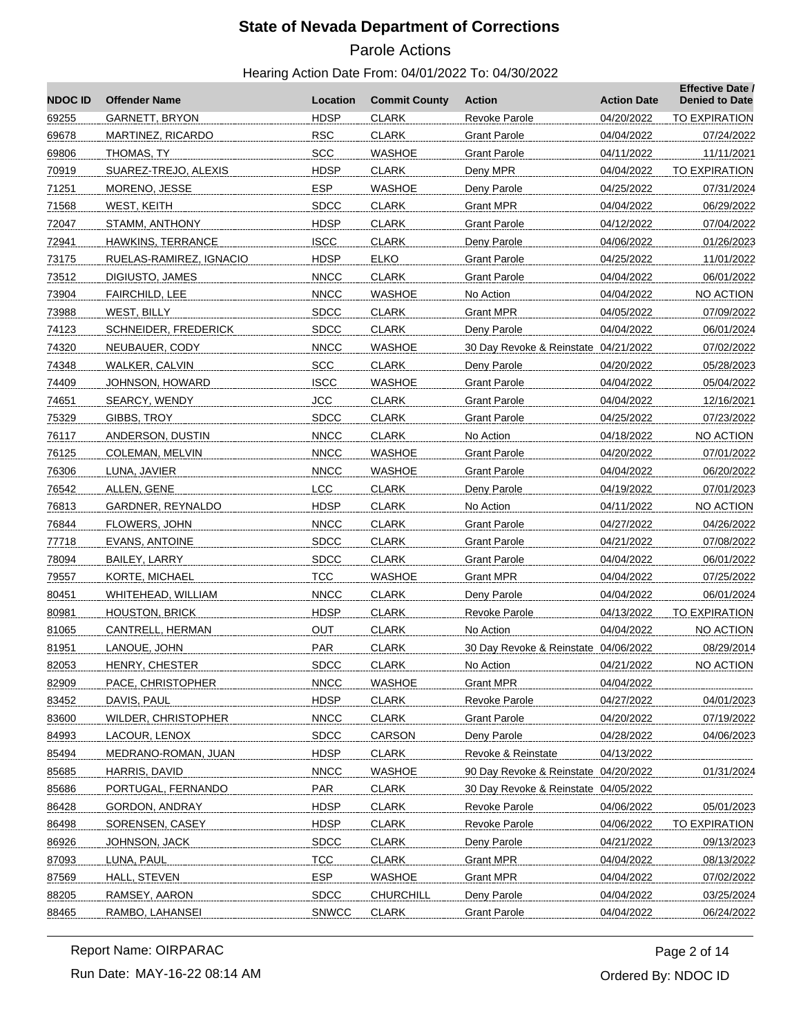# State of Nevada Department of Corrections

Parole Actions

Hearing Action Date From: 04/01/2022 To: 04/30/2022

| NDOC ID | Offender Name | Location | Commit County | Action | Action Date | Effective Date / Denied to Date |
|---|---|---|---|---|---|---|
| 69255 | GARNETT, BRYON | HDSP | CLARK | Revoke Parole | 04/20/2022 | TO EXPIRATION |
| 69678 | MARTINEZ, RICARDO | RSC | CLARK | Grant Parole | 04/04/2022 | 07/24/2022 |
| 69806 | THOMAS, TY | SCC | WASHOE | Grant Parole | 04/11/2022 | 11/11/2021 |
| 70919 | SUAREZ-TREJO, ALEXIS | HDSP | CLARK | Deny MPR | 04/04/2022 | TO EXPIRATION |
| 71251 | MORENO, JESSE | ESP | WASHOE | Deny Parole | 04/25/2022 | 07/31/2024 |
| 71568 | WEST, KEITH | SDCC | CLARK | Grant MPR | 04/04/2022 | 06/29/2022 |
| 72047 | STAMM, ANTHONY | HDSP | CLARK | Grant Parole | 04/12/2022 | 07/04/2022 |
| 72941 | HAWKINS, TERRANCE | ISCC | CLARK | Deny Parole | 04/06/2022 | 01/26/2023 |
| 73175 | RUELAS-RAMIREZ, IGNACIO | HDSP | ELKO | Grant Parole | 04/25/2022 | 11/01/2022 |
| 73512 | DIGIUSTO, JAMES | NNCC | CLARK | Grant Parole | 04/04/2022 | 06/01/2022 |
| 73904 | FAIRCHILD, LEE | NNCC | WASHOE | No Action | 04/04/2022 | NO ACTION |
| 73988 | WEST, BILLY | SDCC | CLARK | Grant MPR | 04/05/2022 | 07/09/2022 |
| 74123 | SCHNEIDER, FREDERICK | SDCC | CLARK | Deny Parole | 04/04/2022 | 06/01/2024 |
| 74320 | NEUBAUER, CODY | NNCC | WASHOE | 30 Day Revoke & Reinstate | 04/21/2022 | 07/02/2022 |
| 74348 | WALKER, CALVIN | SCC | CLARK | Deny Parole | 04/20/2022 | 05/28/2023 |
| 74409 | JOHNSON, HOWARD | ISCC | WASHOE | Grant Parole | 04/04/2022 | 05/04/2022 |
| 74651 | SEARCY, WENDY | JCC | CLARK | Grant Parole | 04/04/2022 | 12/16/2021 |
| 75329 | GIBBS, TROY | SDCC | CLARK | Grant Parole | 04/25/2022 | 07/23/2022 |
| 76117 | ANDERSON, DUSTIN | NNCC | CLARK | No Action | 04/18/2022 | NO ACTION |
| 76125 | COLEMAN, MELVIN | NNCC | WASHOE | Grant Parole | 04/20/2022 | 07/01/2022 |
| 76306 | LUNA, JAVIER | NNCC | WASHOE | Grant Parole | 04/04/2022 | 06/20/2022 |
| 76542 | ALLEN, GENE | LCC | CLARK | Deny Parole | 04/19/2022 | 07/01/2023 |
| 76813 | GARDNER, REYNALDO | HDSP | CLARK | No Action | 04/11/2022 | NO ACTION |
| 76844 | FLOWERS, JOHN | NNCC | CLARK | Grant Parole | 04/27/2022 | 04/26/2022 |
| 77718 | EVANS, ANTOINE | SDCC | CLARK | Grant Parole | 04/21/2022 | 07/08/2022 |
| 78094 | BAILEY, LARRY | SDCC | CLARK | Grant Parole | 04/04/2022 | 06/01/2022 |
| 79557 | KORTE, MICHAEL | TCC | WASHOE | Grant MPR | 04/04/2022 | 07/25/2022 |
| 80451 | WHITEHEAD, WILLIAM | NNCC | CLARK | Deny Parole | 04/04/2022 | 06/01/2024 |
| 80981 | HOUSTON, BRICK | HDSP | CLARK | Revoke Parole | 04/13/2022 | TO EXPIRATION |
| 81065 | CANTRELL, HERMAN | OUT | CLARK | No Action | 04/04/2022 | NO ACTION |
| 81951 | LANOUE, JOHN | PAR | CLARK | 30 Day Revoke & Reinstate | 04/06/2022 | 08/29/2014 |
| 82053 | HENRY, CHESTER | SDCC | CLARK | No Action | 04/21/2022 | NO ACTION |
| 82909 | PACE, CHRISTOPHER | NNCC | WASHOE | Grant MPR | 04/04/2022 | |
| 83452 | DAVIS, PAUL | HDSP | CLARK | Revoke Parole | 04/27/2022 | 04/01/2023 |
| 83600 | WILDER, CHRISTOPHER | NNCC | CLARK | Grant Parole | 04/20/2022 | 07/19/2022 |
| 84993 | LACOUR, LENOX | SDCC | CARSON | Deny Parole | 04/28/2022 | 04/06/2023 |
| 85494 | MEDRANO-ROMAN, JUAN | HDSP | CLARK | Revoke & Reinstate | 04/13/2022 | |
| 85685 | HARRIS, DAVID | NNCC | WASHOE | 90 Day Revoke & Reinstate | 04/20/2022 | 01/31/2024 |
| 85686 | PORTUGAL, FERNANDO | PAR | CLARK | 30 Day Revoke & Reinstate | 04/05/2022 | |
| 86428 | GORDON, ANDRAY | HDSP | CLARK | Revoke Parole | 04/06/2022 | 05/01/2023 |
| 86498 | SORENSEN, CASEY | HDSP | CLARK | Revoke Parole | 04/06/2022 | TO EXPIRATION |
| 86926 | JOHNSON, JACK | SDCC | CLARK | Deny Parole | 04/21/2022 | 09/13/2023 |
| 87093 | LUNA, PAUL | TCC | CLARK | Grant MPR | 04/04/2022 | 08/13/2022 |
| 87569 | HALL, STEVEN | ESP | WASHOE | Grant MPR | 04/04/2022 | 07/02/2022 |
| 88205 | RAMSEY, AARON | SDCC | CHURCHILL | Deny Parole | 04/04/2022 | 03/25/2024 |
| 88465 | RAMBO, LAHANSEI | SNWCC | CLARK | Grant Parole | 04/04/2022 | 06/24/2022 |

Report Name: OIRPARAC

Run Date: MAY-16-22 08:14 AM

Ordered By: NDOC ID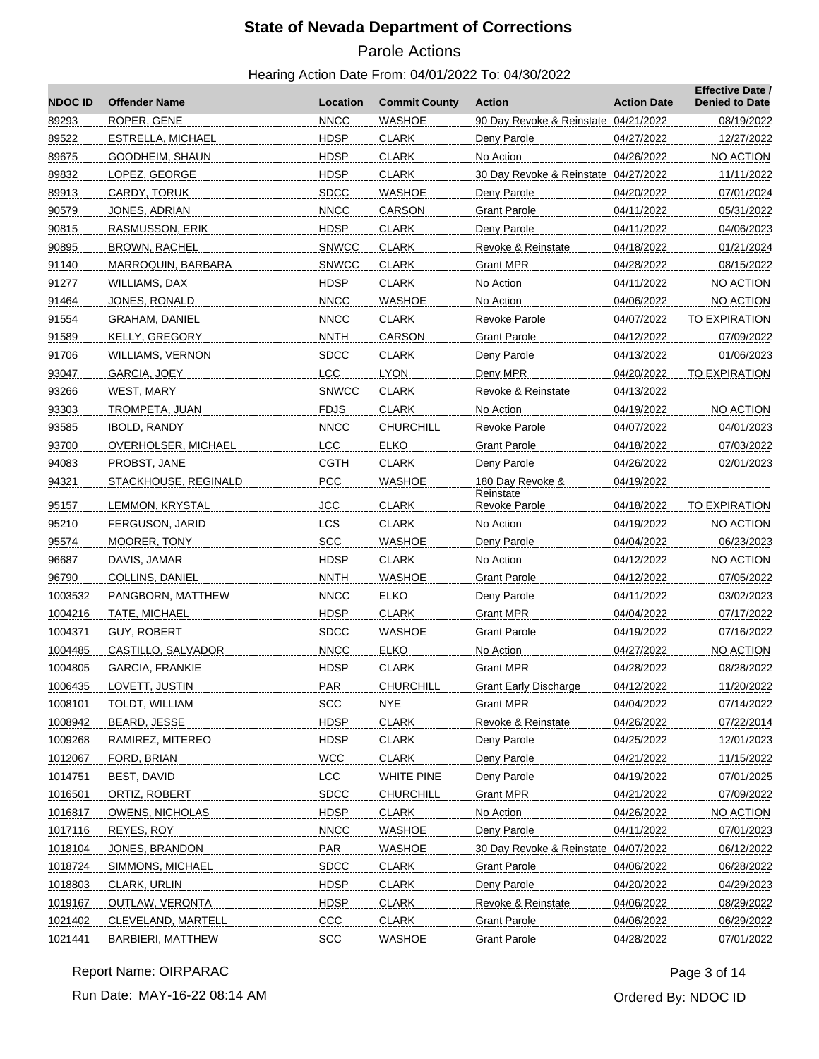# State of Nevada Department of Corrections

## Parole Actions

### Hearing Action Date From: 04/01/2022 To: 04/30/2022

| NDOC ID | Offender Name | Location | Commit County | Action | Action Date | Effective Date / Denied to Date |
|---|---|---|---|---|---|---|
| 89293 | ROPER, GENE | NNCC | WASHOE | 90 Day Revoke & Reinstate | 04/21/2022 | 08/19/2022 |
| 89522 | ESTRELLA, MICHAEL | HDSP | CLARK | Deny Parole | 04/27/2022 | 12/27/2022 |
| 89675 | GOODHEIM, SHAUN | HDSP | CLARK | No Action | 04/26/2022 | NO ACTION |
| 89832 | LOPEZ, GEORGE | HDSP | CLARK | 30 Day Revoke & Reinstate | 04/27/2022 | 11/11/2022 |
| 89913 | CARDY, TORUK | SDCC | WASHOE | Deny Parole | 04/20/2022 | 07/01/2024 |
| 90579 | JONES, ADRIAN | NNCC | CARSON | Grant Parole | 04/11/2022 | 05/31/2022 |
| 90815 | RASMUSSON, ERIK | HDSP | CLARK | Deny Parole | 04/11/2022 | 04/06/2023 |
| 90895 | BROWN, RACHEL | SNWCC | CLARK | Revoke & Reinstate | 04/18/2022 | 01/21/2024 |
| 91140 | MARROQUIN, BARBARA | SNWCC | CLARK | Grant MPR | 04/28/2022 | 08/15/2022 |
| 91277 | WILLIAMS, DAX | HDSP | CLARK | No Action | 04/11/2022 | NO ACTION |
| 91464 | JONES, RONALD | NNCC | WASHOE | No Action | 04/06/2022 | NO ACTION |
| 91554 | GRAHAM, DANIEL | NNCC | CLARK | Revoke Parole | 04/07/2022 | TO EXPIRATION |
| 91589 | KELLY, GREGORY | NNTH | CARSON | Grant Parole | 04/12/2022 | 07/09/2022 |
| 91706 | WILLIAMS, VERNON | SDCC | CLARK | Deny Parole | 04/13/2022 | 01/06/2023 |
| 93047 | GARCIA, JOEY | LCC | LYON | Deny MPR | 04/20/2022 | TO EXPIRATION |
| 93266 | WEST, MARY | SNWCC | CLARK | Revoke & Reinstate | 04/13/2022 | |
| 93303 | TROMPETA, JUAN | FDJS | CLARK | No Action | 04/19/2022 | NO ACTION |
| 93585 | IBOLD, RANDY | NNCC | CHURCHILL | Revoke Parole | 04/07/2022 | 04/01/2023 |
| 93700 | OVERHOLSER, MICHAEL | LCC | ELKO | Grant Parole | 04/18/2022 | 07/03/2022 |
| 94083 | PROBST, JANE | CGTH | CLARK | Deny Parole | 04/26/2022 | 02/01/2023 |
| 94321 | STACKHOUSE, REGINALD | PCC | WASHOE | 180 Day Revoke & Reinstate | 04/19/2022 | |
| 95157 | LEMMON, KRYSTAL | JCC | CLARK | Revoke Parole | 04/18/2022 | TO EXPIRATION |
| 95210 | FERGUSON, JARID | LCS | CLARK | No Action | 04/19/2022 | NO ACTION |
| 95574 | MOORER, TONY | SCC | WASHOE | Deny Parole | 04/04/2022 | 06/23/2023 |
| 96687 | DAVIS, JAMAR | HDSP | CLARK | No Action | 04/12/2022 | NO ACTION |
| 96790 | COLLINS, DANIEL | NNTH | WASHOE | Grant Parole | 04/12/2022 | 07/05/2022 |
| 1003532 | PANGBORN, MATTHEW | NNCC | ELKO | Deny Parole | 04/11/2022 | 03/02/2023 |
| 1004216 | TATE, MICHAEL | HDSP | CLARK | Grant MPR | 04/04/2022 | 07/17/2022 |
| 1004371 | GUY, ROBERT | SDCC | WASHOE | Grant Parole | 04/19/2022 | 07/16/2022 |
| 1004485 | CASTILLO, SALVADOR | NNCC | ELKO | No Action | 04/27/2022 | NO ACTION |
| 1004805 | GARCIA, FRANKIE | HDSP | CLARK | Grant MPR | 04/28/2022 | 08/28/2022 |
| 1006435 | LOVETT, JUSTIN | PAR | CHURCHILL | Grant Early Discharge | 04/12/2022 | 11/20/2022 |
| 1008101 | TOLDT, WILLIAM | SCC | NYE | Grant MPR | 04/04/2022 | 07/14/2022 |
| 1008942 | BEARD, JESSE | HDSP | CLARK | Revoke & Reinstate | 04/26/2022 | 07/22/2014 |
| 1009268 | RAMIREZ, MITEREO | HDSP | CLARK | Deny Parole | 04/25/2022 | 12/01/2023 |
| 1012067 | FORD, BRIAN | WCC | CLARK | Deny Parole | 04/21/2022 | 11/15/2022 |
| 1014751 | BEST, DAVID | LCC | WHITE PINE | Deny Parole | 04/19/2022 | 07/01/2025 |
| 1016501 | ORTIZ, ROBERT | SDCC | CHURCHILL | Grant MPR | 04/21/2022 | 07/09/2022 |
| 1016817 | OWENS, NICHOLAS | HDSP | CLARK | No Action | 04/26/2022 | NO ACTION |
| 1017116 | REYES, ROY | NNCC | WASHOE | Deny Parole | 04/11/2022 | 07/01/2023 |
| 1018104 | JONES, BRANDON | PAR | WASHOE | 30 Day Revoke & Reinstate | 04/07/2022 | 06/12/2022 |
| 1018724 | SIMMONS, MICHAEL | SDCC | CLARK | Grant Parole | 04/06/2022 | 06/28/2022 |
| 1018803 | CLARK, URLIN | HDSP | CLARK | Deny Parole | 04/20/2022 | 04/29/2023 |
| 1019167 | OUTLAW, VERONTA | HDSP | CLARK | Revoke & Reinstate | 04/06/2022 | 08/29/2022 |
| 1021402 | CLEVELAND, MARTELL | CCC | CLARK | Grant Parole | 04/06/2022 | 06/29/2022 |
| 1021441 | BARBIERI, MATTHEW | SCC | WASHOE | Grant Parole | 04/28/2022 | 07/01/2022 |

Report Name: OIRPARAC

Run Date: MAY-16-22 08:14 AM

Ordered By: NDOC ID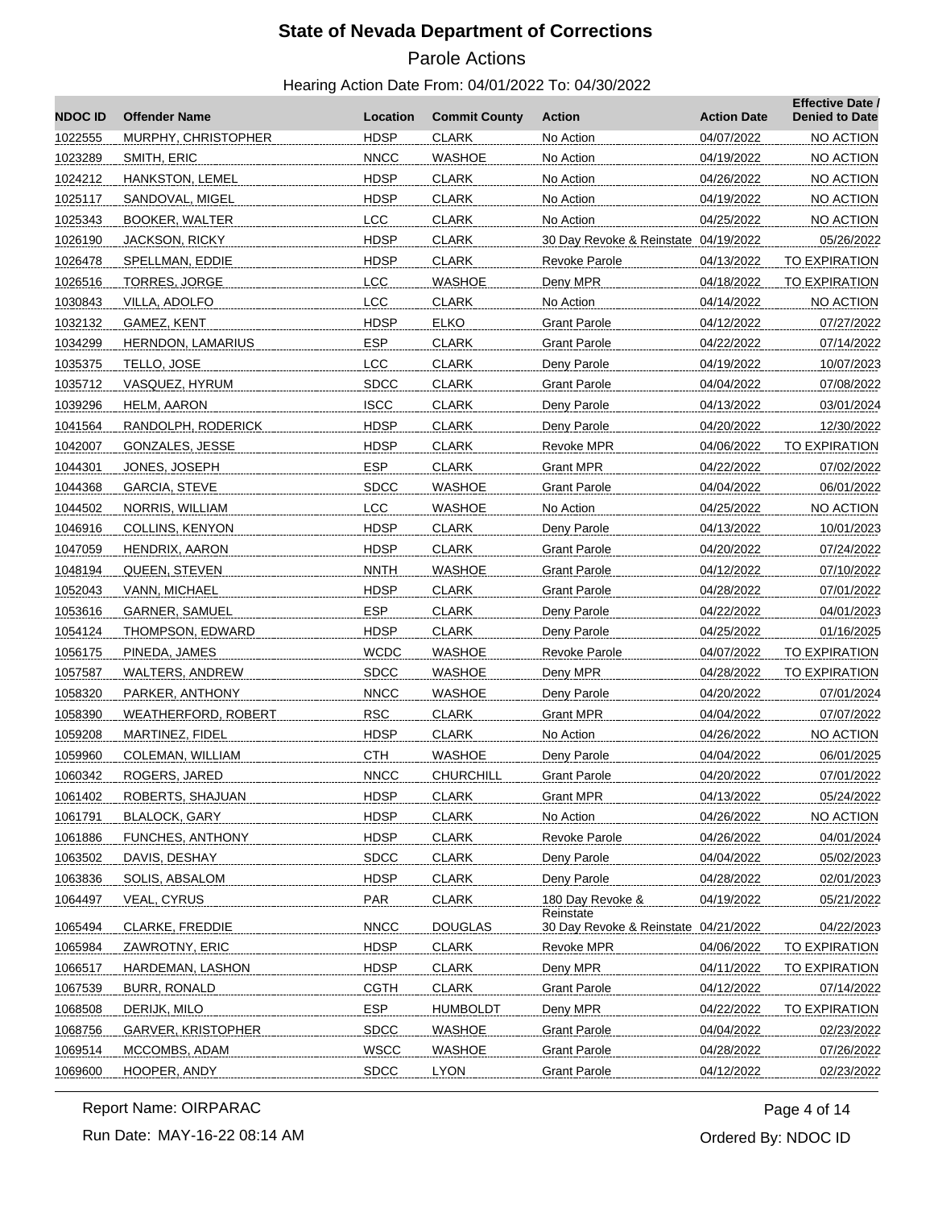# State of Nevada Department of Corrections

## Parole Actions

Hearing Action Date From: 04/01/2022 To: 04/30/2022

| NDOC ID | Offender Name | Location | Commit County | Action | Action Date | Effective Date / Denied to Date |
|---|---|---|---|---|---|---|
| 1022555 | MURPHY, CHRISTOPHER | HDSP | CLARK | No Action | 04/07/2022 | NO ACTION |
| 1023289 | SMITH, ERIC | NNCC | WASHOE | No Action | 04/19/2022 | NO ACTION |
| 1024212 | HANKSTON, LEMEL | HDSP | CLARK | No Action | 04/26/2022 | NO ACTION |
| 1025117 | SANDOVAL, MIGEL | HDSP | CLARK | No Action | 04/19/2022 | NO ACTION |
| 1025343 | BOOKER, WALTER | LCC | CLARK | No Action | 04/25/2022 | NO ACTION |
| 1026190 | JACKSON, RICKY | HDSP | CLARK | 30 Day Revoke & Reinstate | 04/19/2022 | 05/26/2022 |
| 1026478 | SPELLMAN, EDDIE | HDSP | CLARK | Revoke Parole | 04/13/2022 | TO EXPIRATION |
| 1026516 | TORRES, JORGE | LCC | WASHOE | Deny MPR | 04/18/2022 | TO EXPIRATION |
| 1030843 | VILLA, ADOLFO | LCC | CLARK | No Action | 04/14/2022 | NO ACTION |
| 1032132 | GAMEZ, KENT | HDSP | ELKO | Grant Parole | 04/12/2022 | 07/27/2022 |
| 1034299 | HERNDON, LAMARIUS | ESP | CLARK | Grant Parole | 04/22/2022 | 07/14/2022 |
| 1035375 | TELLO, JOSE | LCC | CLARK | Deny Parole | 04/19/2022 | 10/07/2023 |
| 1035712 | VASQUEZ, HYRUM | SDCC | CLARK | Grant Parole | 04/04/2022 | 07/08/2022 |
| 1039296 | HELM, AARON | ISCC | CLARK | Deny Parole | 04/13/2022 | 03/01/2024 |
| 1041564 | RANDOLPH, RODERICK | HDSP | CLARK | Deny Parole | 04/20/2022 | 12/30/2022 |
| 1042007 | GONZALES, JESSE | HDSP | CLARK | Revoke MPR | 04/06/2022 | TO EXPIRATION |
| 1044301 | JONES, JOSEPH | ESP | CLARK | Grant MPR | 04/22/2022 | 07/02/2022 |
| 1044368 | GARCIA, STEVE | SDCC | WASHOE | Grant Parole | 04/04/2022 | 06/01/2022 |
| 1044502 | NORRIS, WILLIAM | LCC | WASHOE | No Action | 04/25/2022 | NO ACTION |
| 1046916 | COLLINS, KENYON | HDSP | CLARK | Deny Parole | 04/13/2022 | 10/01/2023 |
| 1047059 | HENDRIX, AARON | HDSP | CLARK | Grant Parole | 04/20/2022 | 07/24/2022 |
| 1048194 | QUEEN, STEVEN | NNTH | WASHOE | Grant Parole | 04/12/2022 | 07/10/2022 |
| 1052043 | VANN, MICHAEL | HDSP | CLARK | Grant Parole | 04/28/2022 | 07/01/2022 |
| 1053616 | GARNER, SAMUEL | ESP | CLARK | Deny Parole | 04/22/2022 | 04/01/2023 |
| 1054124 | THOMPSON, EDWARD | HDSP | CLARK | Deny Parole | 04/25/2022 | 01/16/2025 |
| 1056175 | PINEDA, JAMES | WCDC | WASHOE | Revoke Parole | 04/07/2022 | TO EXPIRATION |
| 1057587 | WALTERS, ANDREW | SDCC | WASHOE | Deny MPR | 04/28/2022 | TO EXPIRATION |
| 1058320 | PARKER, ANTHONY | NNCC | WASHOE | Deny Parole | 04/20/2022 | 07/01/2024 |
| 1058390 | WEATHERFORD, ROBERT | RSC | CLARK | Grant MPR | 04/04/2022 | 07/07/2022 |
| 1059208 | MARTINEZ, FIDEL | HDSP | CLARK | No Action | 04/26/2022 | NO ACTION |
| 1059960 | COLEMAN, WILLIAM | CTH | WASHOE | Deny Parole | 04/04/2022 | 06/01/2025 |
| 1060342 | ROGERS, JARED | NNCC | CHURCHILL | Grant Parole | 04/20/2022 | 07/01/2022 |
| 1061402 | ROBERTS, SHAJUAN | HDSP | CLARK | Grant MPR | 04/13/2022 | 05/24/2022 |
| 1061791 | BLALOCK, GARY | HDSP | CLARK | No Action | 04/26/2022 | NO ACTION |
| 1061886 | FUNCHES, ANTHONY | HDSP | CLARK | Revoke Parole | 04/26/2022 | 04/01/2024 |
| 1063502 | DAVIS, DESHAY | SDCC | CLARK | Deny Parole | 04/04/2022 | 05/02/2023 |
| 1063836 | SOLIS, ABSALOM | HDSP | CLARK | Deny Parole | 04/28/2022 | 02/01/2023 |
| 1064497 | VEAL, CYRUS | PAR | CLARK | 180 Day Revoke & Reinstate | 04/19/2022 | 05/21/2022 |
| 1065494 | CLARKE, FREDDIE | NNCC | DOUGLAS | 30 Day Revoke & Reinstate | 04/21/2022 | 04/22/2023 |
| 1065984 | ZAWROTNY, ERIC | HDSP | CLARK | Revoke MPR | 04/06/2022 | TO EXPIRATION |
| 1066517 | HARDEMAN, LASHON | HDSP | CLARK | Deny MPR | 04/11/2022 | TO EXPIRATION |
| 1067539 | BURR, RONALD | CGTH | CLARK | Grant Parole | 04/12/2022 | 07/14/2022 |
| 1068508 | DERIJK, MILO | ESP | HUMBOLDT | Deny MPR | 04/22/2022 | TO EXPIRATION |
| 1068756 | GARVER, KRISTOPHER | SDCC | WASHOE | Grant Parole | 04/04/2022 | 02/23/2022 |
| 1069514 | MCCOMBS, ADAM | WSCC | WASHOE | Grant Parole | 04/28/2022 | 07/26/2022 |
| 1069600 | HOOPER, ANDY | SDCC | LYON | Grant Parole | 04/12/2022 | 02/23/2022 |

Report Name: OIRPARAC

Run Date: MAY-16-22 08:14 AM

Ordered By: NDOC ID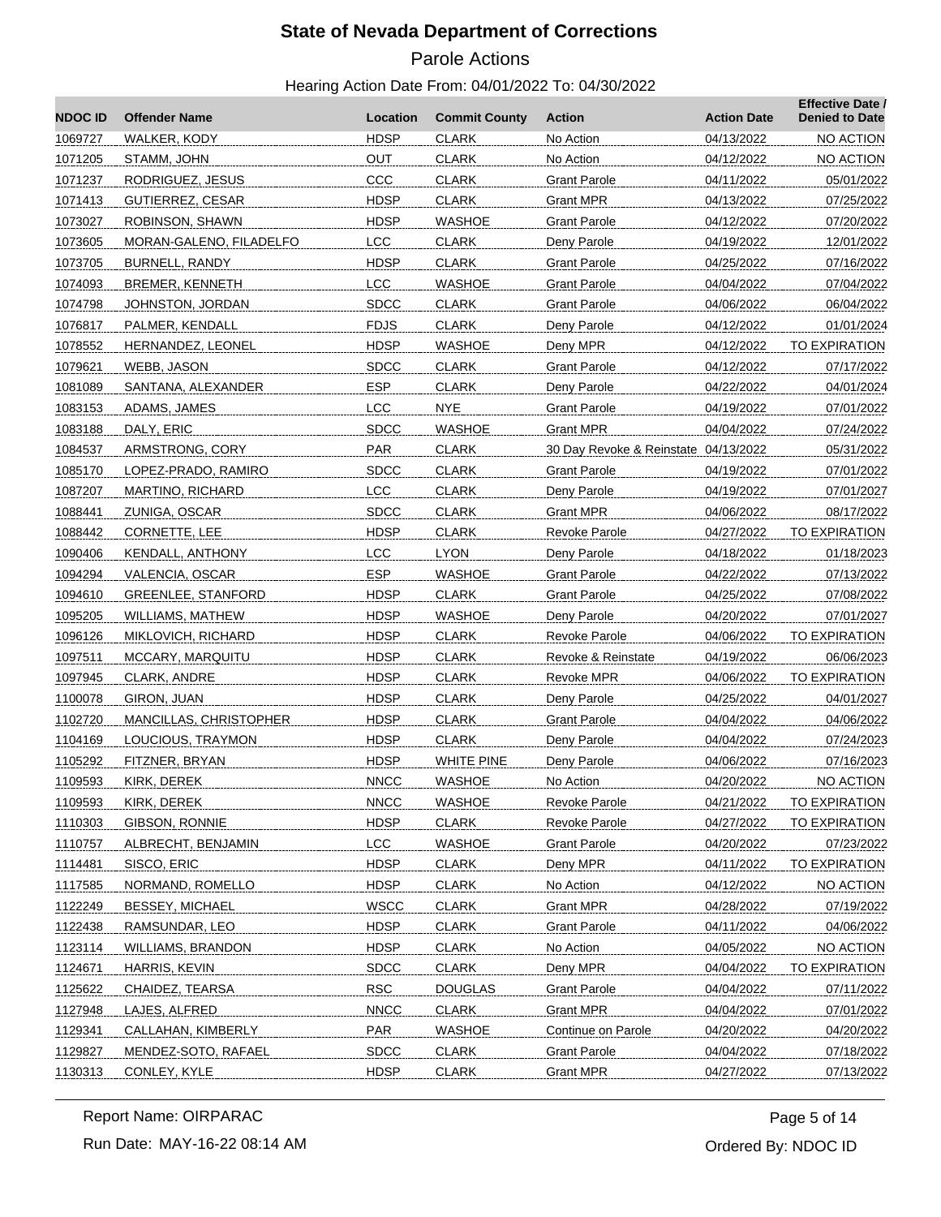# State of Nevada Department of Corrections

## Parole Actions

### Hearing Action Date From: 04/01/2022 To: 04/30/2022

| NDOC ID | Offender Name | Location | Commit County | Action | Action Date | Effective Date / Denied to Date |
|---|---|---|---|---|---|---|
| 1069727 | WALKER, KODY | HDSP | CLARK | No Action | 04/13/2022 | NO ACTION |
| 1071205 | STAMM, JOHN | OUT | CLARK | No Action | 04/12/2022 | NO ACTION |
| 1071237 | RODRIGUEZ, JESUS | CCC | CLARK | Grant Parole | 04/11/2022 | 05/01/2022 |
| 1071413 | GUTIERREZ, CESAR | HDSP | CLARK | Grant MPR | 04/13/2022 | 07/25/2022 |
| 1073027 | ROBINSON, SHAWN | HDSP | WASHOE | Grant Parole | 04/12/2022 | 07/20/2022 |
| 1073605 | MORAN-GALENO, FILADELFO | LCC | CLARK | Deny Parole | 04/19/2022 | 12/01/2022 |
| 1073705 | BURNELL, RANDY | HDSP | CLARK | Grant Parole | 04/25/2022 | 07/16/2022 |
| 1074093 | BREMER, KENNETH | LCC | WASHOE | Grant Parole | 04/04/2022 | 07/04/2022 |
| 1074798 | JOHNSTON, JORDAN | SDCC | CLARK | Grant Parole | 04/06/2022 | 06/04/2022 |
| 1076817 | PALMER, KENDALL | FDJS | CLARK | Deny Parole | 04/12/2022 | 01/01/2024 |
| 1078552 | HERNANDEZ, LEONEL | HDSP | WASHOE | Deny MPR | 04/12/2022 | TO EXPIRATION |
| 1079621 | WEBB, JASON | SDCC | CLARK | Grant Parole | 04/12/2022 | 07/17/2022 |
| 1081089 | SANTANA, ALEXANDER | ESP | CLARK | Deny Parole | 04/22/2022 | 04/01/2024 |
| 1083153 | ADAMS, JAMES | LCC | NYE | Grant Parole | 04/19/2022 | 07/01/2022 |
| 1083188 | DALY, ERIC | SDCC | WASHOE | Grant MPR | 04/04/2022 | 07/24/2022 |
| 1084537 | ARMSTRONG, CORY | PAR | CLARK | 30 Day Revoke & Reinstate | 04/13/2022 | 05/31/2022 |
| 1085170 | LOPEZ-PRADO, RAMIRO | SDCC | CLARK | Grant Parole | 04/19/2022 | 07/01/2022 |
| 1087207 | MARTINO, RICHARD | LCC | CLARK | Deny Parole | 04/19/2022 | 07/01/2027 |
| 1088441 | ZUNIGA, OSCAR | SDCC | CLARK | Grant MPR | 04/06/2022 | 08/17/2022 |
| 1088442 | CORNETTE, LEE | HDSP | CLARK | Revoke Parole | 04/27/2022 | TO EXPIRATION |
| 1090406 | KENDALL, ANTHONY | LCC | LYON | Deny Parole | 04/18/2022 | 01/18/2023 |
| 1094294 | VALENCIA, OSCAR | ESP | WASHOE | Grant Parole | 04/22/2022 | 07/13/2022 |
| 1094610 | GREENLEE, STANFORD | HDSP | CLARK | Grant Parole | 04/25/2022 | 07/08/2022 |
| 1095205 | WILLIAMS, MATHEW | HDSP | WASHOE | Deny Parole | 04/20/2022 | 07/01/2027 |
| 1096126 | MIKLOVICH, RICHARD | HDSP | CLARK | Revoke Parole | 04/06/2022 | TO EXPIRATION |
| 1097511 | MCCARY, MARQUITU | HDSP | CLARK | Revoke & Reinstate | 04/19/2022 | 06/06/2023 |
| 1097945 | CLARK, ANDRE | HDSP | CLARK | Revoke MPR | 04/06/2022 | TO EXPIRATION |
| 1100078 | GIRON, JUAN | HDSP | CLARK | Deny Parole | 04/25/2022 | 04/01/2027 |
| 1102720 | MANCILLAS, CHRISTOPHER | HDSP | CLARK | Grant Parole | 04/04/2022 | 04/06/2022 |
| 1104169 | LOUCIOUS, TRAYMON | HDSP | CLARK | Deny Parole | 04/04/2022 | 07/24/2023 |
| 1105292 | FITZNER, BRYAN | HDSP | WHITE PINE | Deny Parole | 04/06/2022 | 07/16/2023 |
| 1109593 | KIRK, DEREK | NNCC | WASHOE | No Action | 04/20/2022 | NO ACTION |
| 1109593 | KIRK, DEREK | NNCC | WASHOE | Revoke Parole | 04/21/2022 | TO EXPIRATION |
| 1110303 | GIBSON, RONNIE | HDSP | CLARK | Revoke Parole | 04/27/2022 | TO EXPIRATION |
| 1110757 | ALBRECHT, BENJAMIN | LCC | WASHOE | Grant Parole | 04/20/2022 | 07/23/2022 |
| 1114481 | SISCO, ERIC | HDSP | CLARK | Deny MPR | 04/11/2022 | TO EXPIRATION |
| 1117585 | NORMAND, ROMELLO | HDSP | CLARK | No Action | 04/12/2022 | NO ACTION |
| 1122249 | BESSEY, MICHAEL | WSCC | CLARK | Grant MPR | 04/28/2022 | 07/19/2022 |
| 1122438 | RAMSUNDAR, LEO | HDSP | CLARK | Grant Parole | 04/11/2022 | 04/06/2022 |
| 1123114 | WILLIAMS, BRANDON | HDSP | CLARK | No Action | 04/05/2022 | NO ACTION |
| 1124671 | HARRIS, KEVIN | SDCC | CLARK | Deny MPR | 04/04/2022 | TO EXPIRATION |
| 1125622 | CHAIDEZ, TEARSA | RSC | DOUGLAS | Grant Parole | 04/04/2022 | 07/11/2022 |
| 1127948 | LAJES, ALFRED | NNCC | CLARK | Grant MPR | 04/04/2022 | 07/01/2022 |
| 1129341 | CALLAHAN, KIMBERLY | PAR | WASHOE | Continue on Parole | 04/20/2022 | 04/20/2022 |
| 1129827 | MENDEZ-SOTO, RAFAEL | SDCC | CLARK | Grant Parole | 04/04/2022 | 07/18/2022 |
| 1130313 | CONLEY, KYLE | HDSP | CLARK | Grant MPR | 04/27/2022 | 07/13/2022 |

Report Name: OIRPARAC

Run Date: MAY-16-22 08:14 AM

Ordered By: NDOC ID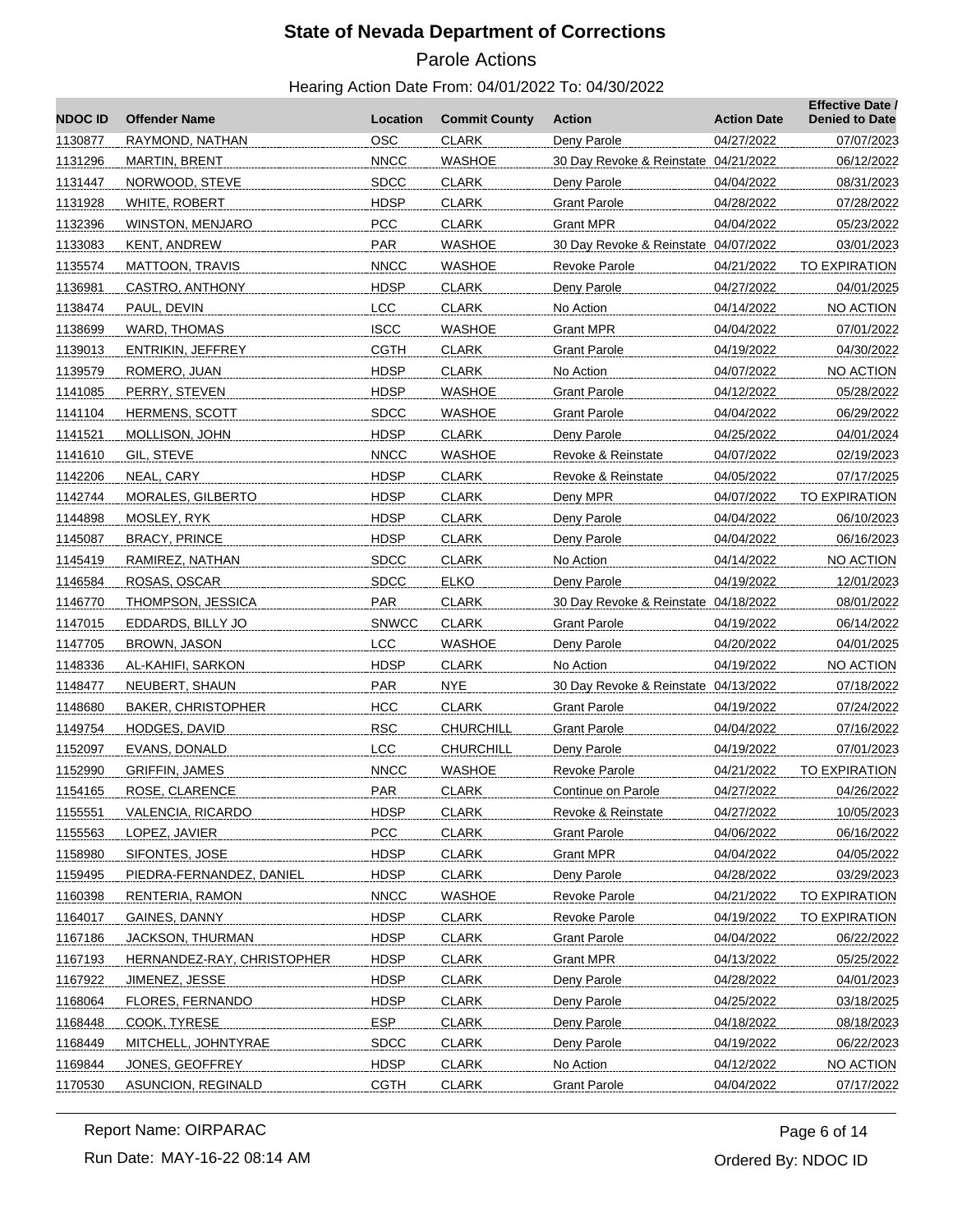# State of Nevada Department of Corrections

## Parole Actions

### Hearing Action Date From: 04/01/2022 To: 04/30/2022

| NDOC ID | Offender Name | Location | Commit County | Action | Action Date | Effective Date / Denied to Date |
|---|---|---|---|---|---|---|
| 1130877 | RAYMOND, NATHAN | OSC | CLARK | Deny Parole | 04/27/2022 | 07/07/2023 |
| 1131296 | MARTIN, BRENT | NNCC | WASHOE | 30 Day Revoke & Reinstate | 04/21/2022 | 06/12/2022 |
| 1131447 | NORWOOD, STEVE | SDCC | CLARK | Deny Parole | 04/04/2022 | 08/31/2023 |
| 1131928 | WHITE, ROBERT | HDSP | CLARK | Grant Parole | 04/28/2022 | 07/28/2022 |
| 1132396 | WINSTON, MENJARO | PCC | CLARK | Grant MPR | 04/04/2022 | 05/23/2022 |
| 1133083 | KENT, ANDREW | PAR | WASHOE | 30 Day Revoke & Reinstate | 04/07/2022 | 03/01/2023 |
| 1135574 | MATTOON, TRAVIS | NNCC | WASHOE | Revoke Parole | 04/21/2022 | TO EXPIRATION |
| 1136981 | CASTRO, ANTHONY | HDSP | CLARK | Deny Parole | 04/27/2022 | 04/01/2025 |
| 1138474 | PAUL, DEVIN | LCC | CLARK | No Action | 04/14/2022 | NO ACTION |
| 1138699 | WARD, THOMAS | ISCC | WASHOE | Grant MPR | 04/04/2022 | 07/01/2022 |
| 1139013 | ENTRIKIN, JEFFREY | CGTH | CLARK | Grant Parole | 04/19/2022 | 04/30/2022 |
| 1139579 | ROMERO, JUAN | HDSP | CLARK | No Action | 04/07/2022 | NO ACTION |
| 1141085 | PERRY, STEVEN | HDSP | WASHOE | Grant Parole | 04/12/2022 | 05/28/2022 |
| 1141104 | HERMENS, SCOTT | SDCC | WASHOE | Grant Parole | 04/04/2022 | 06/29/2022 |
| 1141521 | MOLLISON, JOHN | HDSP | CLARK | Deny Parole | 04/25/2022 | 04/01/2024 |
| 1141610 | GIL, STEVE | NNCC | WASHOE | Revoke & Reinstate | 04/07/2022 | 02/19/2023 |
| 1142206 | NEAL, CARY | HDSP | CLARK | Revoke & Reinstate | 04/05/2022 | 07/17/2025 |
| 1142744 | MORALES, GILBERTO | HDSP | CLARK | Deny MPR | 04/07/2022 | TO EXPIRATION |
| 1144898 | MOSLEY, RYK | HDSP | CLARK | Deny Parole | 04/04/2022 | 06/10/2023 |
| 1145087 | BRACY, PRINCE | HDSP | CLARK | Deny Parole | 04/04/2022 | 06/16/2023 |
| 1145419 | RAMIREZ, NATHAN | SDCC | CLARK | No Action | 04/14/2022 | NO ACTION |
| 1146584 | ROSAS, OSCAR | SDCC | ELKO | Deny Parole | 04/19/2022 | 12/01/2023 |
| 1146770 | THOMPSON, JESSICA | PAR | CLARK | 30 Day Revoke & Reinstate | 04/18/2022 | 08/01/2022 |
| 1147015 | EDDARDS, BILLY JO | SNWCC | CLARK | Grant Parole | 04/19/2022 | 06/14/2022 |
| 1147705 | BROWN, JASON | LCC | WASHOE | Deny Parole | 04/20/2022 | 04/01/2025 |
| 1148336 | AL-KAHIFI, SARKON | HDSP | CLARK | No Action | 04/19/2022 | NO ACTION |
| 1148477 | NEUBERT, SHAUN | PAR | NYE | 30 Day Revoke & Reinstate | 04/13/2022 | 07/18/2022 |
| 1148680 | BAKER, CHRISTOPHER | HCC | CLARK | Grant Parole | 04/19/2022 | 07/24/2022 |
| 1149754 | HODGES, DAVID | RSC | CHURCHILL | Grant Parole | 04/04/2022 | 07/16/2022 |
| 1152097 | EVANS, DONALD | LCC | CHURCHILL | Deny Parole | 04/19/2022 | 07/01/2023 |
| 1152990 | GRIFFIN, JAMES | NNCC | WASHOE | Revoke Parole | 04/21/2022 | TO EXPIRATION |
| 1154165 | ROSE, CLARENCE | PAR | CLARK | Continue on Parole | 04/27/2022 | 04/26/2022 |
| 1155551 | VALENCIA, RICARDO | HDSP | CLARK | Revoke & Reinstate | 04/27/2022 | 10/05/2023 |
| 1155563 | LOPEZ, JAVIER | PCC | CLARK | Grant Parole | 04/06/2022 | 06/16/2022 |
| 1158980 | SIFONTES, JOSE | HDSP | CLARK | Grant MPR | 04/04/2022 | 04/05/2022 |
| 1159495 | PIEDRA-FERNANDEZ, DANIEL | HDSP | CLARK | Deny Parole | 04/28/2022 | 03/29/2023 |
| 1160398 | RENTERIA, RAMON | NNCC | WASHOE | Revoke Parole | 04/21/2022 | TO EXPIRATION |
| 1164017 | GAINES, DANNY | HDSP | CLARK | Revoke Parole | 04/19/2022 | TO EXPIRATION |
| 1167186 | JACKSON, THURMAN | HDSP | CLARK | Grant Parole | 04/04/2022 | 06/22/2022 |
| 1167193 | HERNANDEZ-RAY, CHRISTOPHER | HDSP | CLARK | Grant MPR | 04/13/2022 | 05/25/2022 |
| 1167922 | JIMENEZ, JESSE | HDSP | CLARK | Deny Parole | 04/28/2022 | 04/01/2023 |
| 1168064 | FLORES, FERNANDO | HDSP | CLARK | Deny Parole | 04/25/2022 | 03/18/2025 |
| 1168448 | COOK, TYRESE | ESP | CLARK | Deny Parole | 04/18/2022 | 08/18/2023 |
| 1168449 | MITCHELL, JOHNTYRAE | SDCC | CLARK | Deny Parole | 04/19/2022 | 06/22/2023 |
| 1169844 | JONES, GEOFFREY | HDSP | CLARK | No Action | 04/12/2022 | NO ACTION |
| 1170530 | ASUNCION, REGINALD | CGTH | CLARK | Grant Parole | 04/04/2022 | 07/17/2022 |

Report Name: OIRPARAC

Run Date: MAY-16-22 08:14 AM

Ordered By: NDOC ID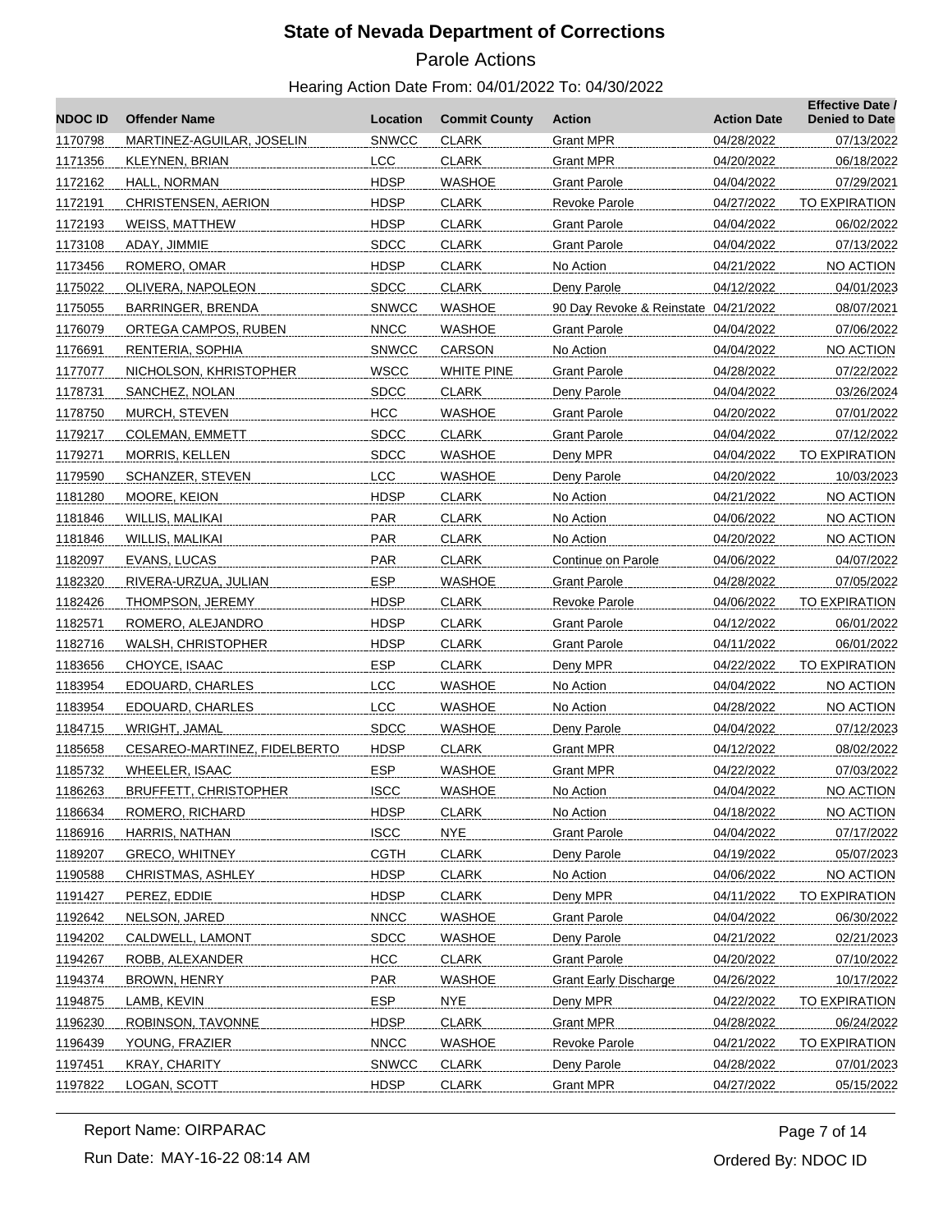# State of Nevada Department of Corrections

## Parole Actions

### Hearing Action Date From: 04/01/2022 To: 04/30/2022

| NDOC ID | Offender Name | Location | Commit County | Action | Action Date | Effective Date / Denied to Date |
|---|---|---|---|---|---|---|
| 1170798 | MARTINEZ-AGUILAR, JOSELIN | SNWCC | CLARK | Grant MPR | 04/28/2022 | 07/13/2022 |
| 1171356 | KLEYNEN, BRIAN | LCC | CLARK | Grant MPR | 04/20/2022 | 06/18/2022 |
| 1172162 | HALL, NORMAN | HDSP | WASHOE | Grant Parole | 04/04/2022 | 07/29/2021 |
| 1172191 | CHRISTENSEN, AERION | HDSP | CLARK | Revoke Parole | 04/27/2022 | TO EXPIRATION |
| 1172193 | WEISS, MATTHEW | HDSP | CLARK | Grant Parole | 04/04/2022 | 06/02/2022 |
| 1173108 | ADAY, JIMMIE | SDCC | CLARK | Grant Parole | 04/04/2022 | 07/13/2022 |
| 1173456 | ROMERO, OMAR | HDSP | CLARK | No Action | 04/21/2022 | NO ACTION |
| 1175022 | OLIVERA, NAPOLEON | SDCC | CLARK | Deny Parole | 04/12/2022 | 04/01/2023 |
| 1175055 | BARRINGER, BRENDA | SNWCC | WASHOE | 90 Day Revoke & Reinstate | 04/21/2022 | 08/07/2021 |
| 1176079 | ORTEGA CAMPOS, RUBEN | NNCC | WASHOE | Grant Parole | 04/04/2022 | 07/06/2022 |
| 1176691 | RENTERIA, SOPHIA | SNWCC | CARSON | No Action | 04/04/2022 | NO ACTION |
| 1177077 | NICHOLSON, KHRISTOPHER | WSCC | WHITE PINE | Grant Parole | 04/28/2022 | 07/22/2022 |
| 1178731 | SANCHEZ, NOLAN | SDCC | CLARK | Deny Parole | 04/04/2022 | 03/26/2024 |
| 1178750 | MURCH, STEVEN | HCC | WASHOE | Grant Parole | 04/20/2022 | 07/01/2022 |
| 1179217 | COLEMAN, EMMETT | SDCC | CLARK | Grant Parole | 04/04/2022 | 07/12/2022 |
| 1179271 | MORRIS, KELLEN | SDCC | WASHOE | Deny MPR | 04/04/2022 | TO EXPIRATION |
| 1179590 | SCHANZER, STEVEN | LCC | WASHOE | Deny Parole | 04/20/2022 | 10/03/2023 |
| 1181280 | MOORE, KEION | HDSP | CLARK | No Action | 04/21/2022 | NO ACTION |
| 1181846 | WILLIS, MALIKAI | PAR | CLARK | No Action | 04/06/2022 | NO ACTION |
| 1181846 | WILLIS, MALIKAI | PAR | CLARK | No Action | 04/20/2022 | NO ACTION |
| 1182097 | EVANS, LUCAS | PAR | CLARK | Continue on Parole | 04/06/2022 | 04/07/2022 |
| 1182320 | RIVERA-URZUA, JULIAN | ESP | WASHOE | Grant Parole | 04/28/2022 | 07/05/2022 |
| 1182426 | THOMPSON, JEREMY | HDSP | CLARK | Revoke Parole | 04/06/2022 | TO EXPIRATION |
| 1182571 | ROMERO, ALEJANDRO | HDSP | CLARK | Grant Parole | 04/12/2022 | 06/01/2022 |
| 1182716 | WALSH, CHRISTOPHER | HDSP | CLARK | Grant Parole | 04/11/2022 | 06/01/2022 |
| 1183656 | CHOYCE, ISAAC | ESP | CLARK | Deny MPR | 04/22/2022 | TO EXPIRATION |
| 1183954 | EDOUARD, CHARLES | LCC | WASHOE | No Action | 04/04/2022 | NO ACTION |
| 1183954 | EDOUARD, CHARLES | LCC | WASHOE | No Action | 04/28/2022 | NO ACTION |
| 1184715 | WRIGHT, JAMAL | SDCC | WASHOE | Deny Parole | 04/04/2022 | 07/12/2023 |
| 1185658 | CESAREO-MARTINEZ, FIDELBERTO | HDSP | CLARK | Grant MPR | 04/12/2022 | 08/02/2022 |
| 1185732 | WHEELER, ISAAC | ESP | WASHOE | Grant MPR | 04/22/2022 | 07/03/2022 |
| 1186263 | BRUFFETT, CHRISTOPHER | ISCC | WASHOE | No Action | 04/04/2022 | NO ACTION |
| 1186634 | ROMERO, RICHARD | HDSP | CLARK | No Action | 04/18/2022 | NO ACTION |
| 1186916 | HARRIS, NATHAN | ISCC | NYE | Grant Parole | 04/04/2022 | 07/17/2022 |
| 1189207 | GRECO, WHITNEY | CGTH | CLARK | Deny Parole | 04/19/2022 | 05/07/2023 |
| 1190588 | CHRISTMAS, ASHLEY | HDSP | CLARK | No Action | 04/06/2022 | NO ACTION |
| 1191427 | PEREZ, EDDIE | HDSP | CLARK | Deny MPR | 04/11/2022 | TO EXPIRATION |
| 1192642 | NELSON, JARED | NNCC | WASHOE | Grant Parole | 04/04/2022 | 06/30/2022 |
| 1194202 | CALDWELL, LAMONT | SDCC | WASHOE | Deny Parole | 04/21/2022 | 02/21/2023 |
| 1194267 | ROBB, ALEXANDER | HCC | CLARK | Grant Parole | 04/20/2022 | 07/10/2022 |
| 1194374 | BROWN, HENRY | PAR | WASHOE | Grant Early Discharge | 04/26/2022 | 10/17/2022 |
| 1194875 | LAMB, KEVIN | ESP | NYE | Deny MPR | 04/22/2022 | TO EXPIRATION |
| 1196230 | ROBINSON, TAVONNE | HDSP | CLARK | Grant MPR | 04/28/2022 | 06/24/2022 |
| 1196439 | YOUNG, FRAZIER | NNCC | WASHOE | Revoke Parole | 04/21/2022 | TO EXPIRATION |
| 1197451 | KRAY, CHARITY | SNWCC | CLARK | Deny Parole | 04/28/2022 | 07/01/2023 |
| 1197822 | LOGAN, SCOTT | HDSP | CLARK | Grant MPR | 04/27/2022 | 05/15/2022 |

Report Name: OIRPARAC

Run Date: MAY-16-22 08:14 AM

Ordered By: NDOC ID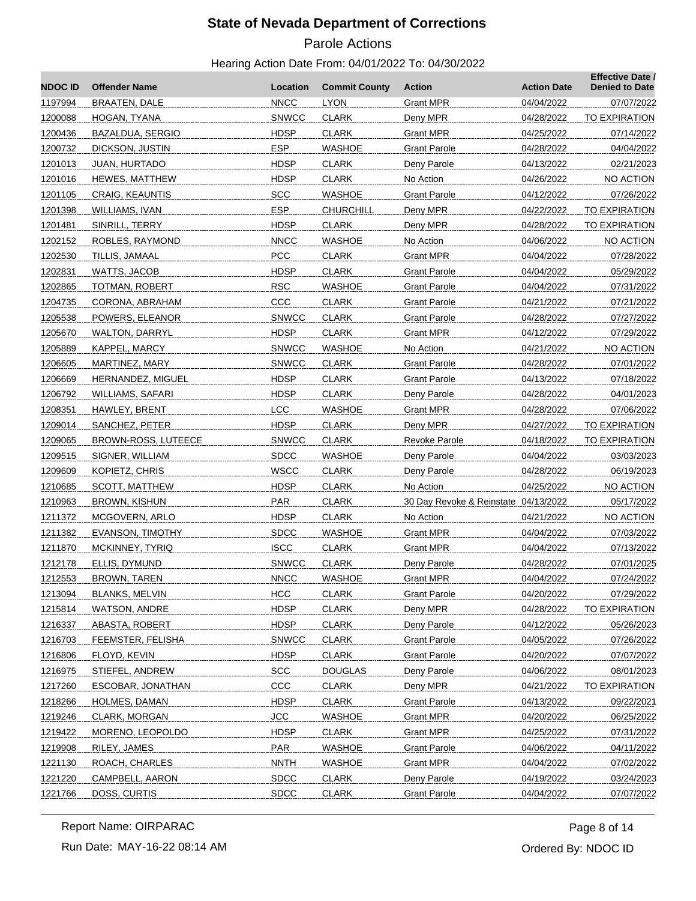# State of Nevada Department of Corrections

## Parole Actions

Hearing Action Date From: 04/01/2022 To: 04/30/2022

| NDOC ID | Offender Name | Location | Commit County | Action | Action Date | Effective Date / Denied to Date |
|---|---|---|---|---|---|---|
| 1197994 | BRAATEN, DALE | NNCC | LYON | Grant MPR | 04/04/2022 | 07/07/2022 |
| 1200088 | HOGAN, TYANA | SNWCC | CLARK | Deny MPR | 04/28/2022 | TO EXPIRATION |
| 1200436 | BAZALDUA, SERGIO | HDSP | CLARK | Grant MPR | 04/25/2022 | 07/14/2022 |
| 1200732 | DICKSON, JUSTIN | ESP | WASHOE | Grant Parole | 04/28/2022 | 04/04/2022 |
| 1201013 | JUAN, HURTADO | HDSP | CLARK | Deny Parole | 04/13/2022 | 02/21/2023 |
| 1201016 | HEWES, MATTHEW | HDSP | CLARK | No Action | 04/26/2022 | NO ACTION |
| 1201105 | CRAIG, KEAUNTIS | SCC | WASHOE | Grant Parole | 04/12/2022 | 07/26/2022 |
| 1201398 | WILLIAMS, IVAN | ESP | CHURCHILL | Deny MPR | 04/22/2022 | TO EXPIRATION |
| 1201481 | SINRILL, TERRY | HDSP | CLARK | Deny MPR | 04/28/2022 | TO EXPIRATION |
| 1202152 | ROBLES, RAYMOND | NNCC | WASHOE | No Action | 04/06/2022 | NO ACTION |
| 1202530 | TILLIS, JAMAAL | PCC | CLARK | Grant MPR | 04/04/2022 | 07/28/2022 |
| 1202831 | WATTS, JACOB | HDSP | CLARK | Grant Parole | 04/04/2022 | 05/29/2022 |
| 1202865 | TOTMAN, ROBERT | RSC | WASHOE | Grant Parole | 04/04/2022 | 07/31/2022 |
| 1204735 | CORONA, ABRAHAM | CCC | CLARK | Grant Parole | 04/21/2022 | 07/21/2022 |
| 1205538 | POWERS, ELEANOR | SNWCC | CLARK | Grant Parole | 04/28/2022 | 07/27/2022 |
| 1205670 | WALTON, DARRYL | HDSP | CLARK | Grant MPR | 04/12/2022 | 07/29/2022 |
| 1205889 | KAPPEL, MARCY | SNWCC | WASHOE | No Action | 04/21/2022 | NO ACTION |
| 1206605 | MARTINEZ, MARY | SNWCC | CLARK | Grant Parole | 04/28/2022 | 07/01/2022 |
| 1206669 | HERNANDEZ, MIGUEL | HDSP | CLARK | Grant Parole | 04/13/2022 | 07/18/2022 |
| 1206792 | WILLIAMS, SAFARI | HDSP | CLARK | Deny Parole | 04/28/2022 | 04/01/2023 |
| 1208351 | HAWLEY, BRENT | LCC | WASHOE | Grant MPR | 04/28/2022 | 07/06/2022 |
| 1209014 | SANCHEZ, PETER | HDSP | CLARK | Deny MPR | 04/27/2022 | TO EXPIRATION |
| 1209065 | BROWN-ROSS, LUTEECE | SNWCC | CLARK | Revoke Parole | 04/18/2022 | TO EXPIRATION |
| 1209515 | SIGNER, WILLIAM | SDCC | WASHOE | Deny Parole | 04/04/2022 | 03/03/2023 |
| 1209609 | KOPIETZ, CHRIS | WSCC | CLARK | Deny Parole | 04/28/2022 | 06/19/2023 |
| 1210685 | SCOTT, MATTHEW | HDSP | CLARK | No Action | 04/25/2022 | NO ACTION |
| 1210963 | BROWN, KISHUN | PAR | CLARK | 30 Day Revoke & Reinstate | 04/13/2022 | 05/17/2022 |
| 1211372 | MCGOVERN, ARLO | HDSP | CLARK | No Action | 04/21/2022 | NO ACTION |
| 1211382 | EVANSON, TIMOTHY | SDCC | WASHOE | Grant MPR | 04/04/2022 | 07/03/2022 |
| 1211870 | MCKINNEY, TYRIQ | ISCC | CLARK | Grant MPR | 04/04/2022 | 07/13/2022 |
| 1212178 | ELLIS, DYMUND | SNWCC | CLARK | Deny Parole | 04/28/2022 | 07/01/2025 |
| 1212553 | BROWN, TAREN | NNCC | WASHOE | Grant MPR | 04/04/2022 | 07/24/2022 |
| 1213094 | BLANKS, MELVIN | HCC | CLARK | Grant Parole | 04/20/2022 | 07/29/2022 |
| 1215814 | WATSON, ANDRE | HDSP | CLARK | Deny MPR | 04/28/2022 | TO EXPIRATION |
| 1216337 | ABASTA, ROBERT | HDSP | CLARK | Deny Parole | 04/12/2022 | 05/26/2023 |
| 1216703 | FEEMSTER, FELISHA | SNWCC | CLARK | Grant Parole | 04/05/2022 | 07/26/2022 |
| 1216806 | FLOYD, KEVIN | HDSP | CLARK | Grant Parole | 04/20/2022 | 07/07/2022 |
| 1216975 | STIEFEL, ANDREW | SCC | DOUGLAS | Deny Parole | 04/06/2022 | 08/01/2023 |
| 1217260 | ESCOBAR, JONATHAN | CCC | CLARK | Deny MPR | 04/21/2022 | TO EXPIRATION |
| 1218266 | HOLMES, DAMAN | HDSP | CLARK | Grant Parole | 04/13/2022 | 09/22/2021 |
| 1219246 | CLARK, MORGAN | JCC | WASHOE | Grant MPR | 04/20/2022 | 06/25/2022 |
| 1219422 | MORENO, LEOPOLDO | HDSP | CLARK | Grant MPR | 04/25/2022 | 07/31/2022 |
| 1219908 | RILEY, JAMES | PAR | WASHOE | Grant Parole | 04/06/2022 | 04/11/2022 |
| 1221130 | ROACH, CHARLES | NNTH | WASHOE | Grant MPR | 04/04/2022 | 07/02/2022 |
| 1221220 | CAMPBELL, AARON | SDCC | CLARK | Deny Parole | 04/19/2022 | 03/24/2023 |
| 1221766 | DOSS, CURTIS | SDCC | CLARK | Grant Parole | 04/04/2022 | 07/07/2022 |

Report Name: OIRPARAC

Run Date: MAY-16-22 08:14 AM

Ordered By: NDOC ID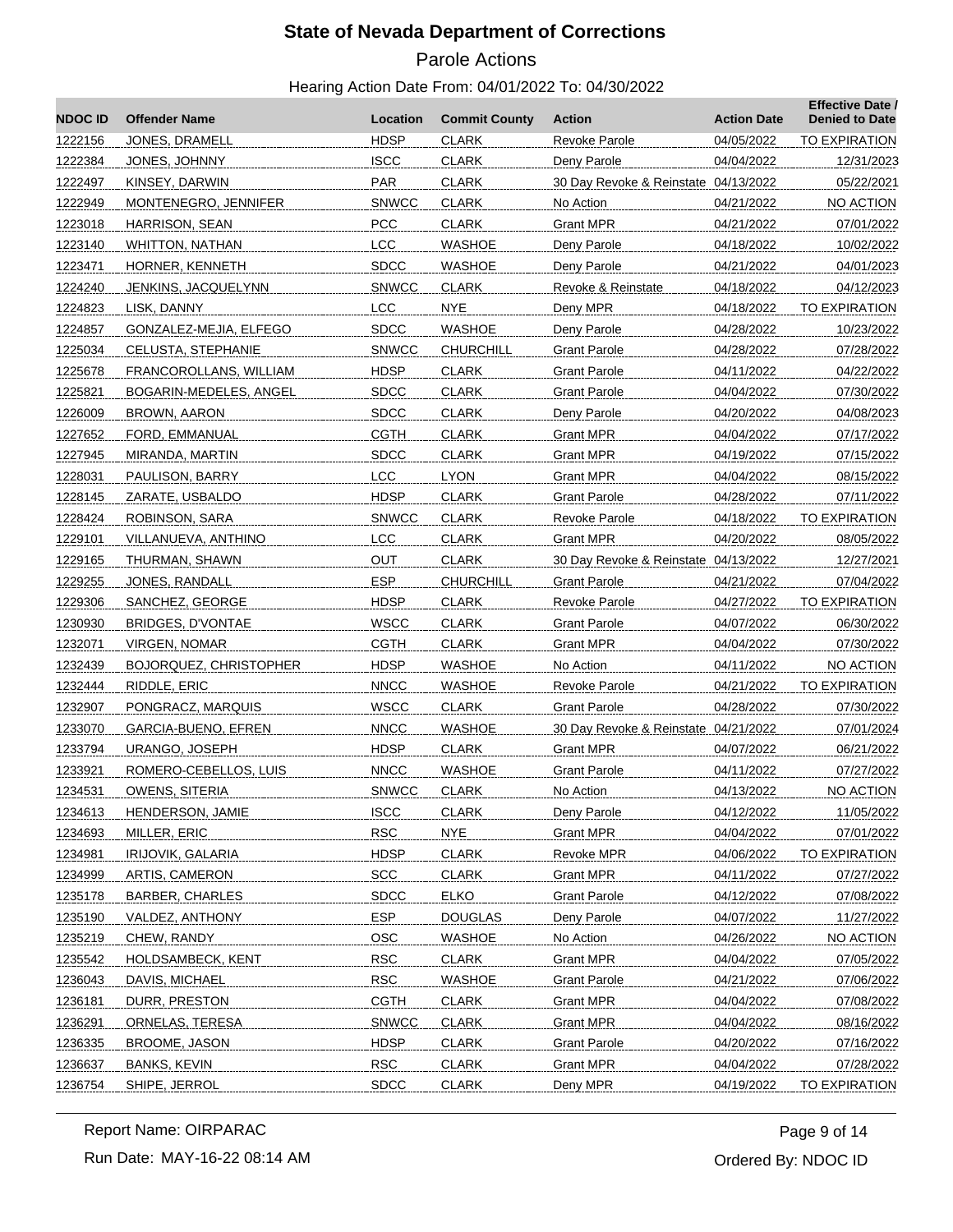# State of Nevada Department of Corrections

## Parole Actions

### Hearing Action Date From: 04/01/2022 To: 04/30/2022

| NDOC ID | Offender Name | Location | Commit County | Action | Action Date | Effective Date / Denied to Date |
|---|---|---|---|---|---|---|
| 1222156 | JONES, DRAMELL | HDSP | CLARK | Revoke Parole | 04/05/2022 | TO EXPIRATION |
| 1222384 | JONES, JOHNNY | ISCC | CLARK | Deny Parole | 04/04/2022 | 12/31/2023 |
| 1222497 | KINSEY, DARWIN | PAR | CLARK | 30 Day Revoke & Reinstate | 04/13/2022 | 05/22/2021 |
| 1222949 | MONTENEGRO, JENNIFER | SNWCC | CLARK | No Action | 04/21/2022 | NO ACTION |
| 1223018 | HARRISON, SEAN | PCC | CLARK | Grant MPR | 04/21/2022 | 07/01/2022 |
| 1223140 | WHITTON, NATHAN | LCC | WASHOE | Deny Parole | 04/18/2022 | 10/02/2022 |
| 1223471 | HORNER, KENNETH | SDCC | WASHOE | Deny Parole | 04/21/2022 | 04/01/2023 |
| 1224240 | JENKINS, JACQUELYNN | SNWCC | CLARK | Revoke & Reinstate | 04/18/2022 | 04/12/2023 |
| 1224823 | LISK, DANNY | LCC | NYE | Deny MPR | 04/18/2022 | TO EXPIRATION |
| 1224857 | GONZALEZ-MEJIA, ELFEGO | SDCC | WASHOE | Deny Parole | 04/28/2022 | 10/23/2022 |
| 1225034 | CELUSTA, STEPHANIE | SNWCC | CHURCHILL | Grant Parole | 04/28/2022 | 07/28/2022 |
| 1225678 | FRANCOROLLANS, WILLIAM | HDSP | CLARK | Grant Parole | 04/11/2022 | 04/22/2022 |
| 1225821 | BOGARIN-MEDELES, ANGEL | SDCC | CLARK | Grant Parole | 04/04/2022 | 07/30/2022 |
| 1226009 | BROWN, AARON | SDCC | CLARK | Deny Parole | 04/20/2022 | 04/08/2023 |
| 1227652 | FORD, EMMANUAL | CGTH | CLARK | Grant MPR | 04/04/2022 | 07/17/2022 |
| 1227945 | MIRANDA, MARTIN | SDCC | CLARK | Grant MPR | 04/19/2022 | 07/15/2022 |
| 1228031 | PAULISON, BARRY | LCC | LYON | Grant MPR | 04/04/2022 | 08/15/2022 |
| 1228145 | ZARATE, USBALDO | HDSP | CLARK | Grant Parole | 04/28/2022 | 07/11/2022 |
| 1228424 | ROBINSON, SARA | SNWCC | CLARK | Revoke Parole | 04/18/2022 | TO EXPIRATION |
| 1229101 | VILLANUEVA, ANTHINO | LCC | CLARK | Grant MPR | 04/20/2022 | 08/05/2022 |
| 1229165 | THURMAN, SHAWN | OUT | CLARK | 30 Day Revoke & Reinstate | 04/13/2022 | 12/27/2021 |
| 1229255 | JONES, RANDALL | ESP | CHURCHILL | Grant Parole | 04/21/2022 | 07/04/2022 |
| 1229306 | SANCHEZ, GEORGE | HDSP | CLARK | Revoke Parole | 04/27/2022 | TO EXPIRATION |
| 1230930 | BRIDGES, D'VONTAE | WSCC | CLARK | Grant Parole | 04/07/2022 | 06/30/2022 |
| 1232071 | VIRGEN, NOMAR | CGTH | CLARK | Grant MPR | 04/04/2022 | 07/30/2022 |
| 1232439 | BOJORQUEZ, CHRISTOPHER | HDSP | WASHOE | No Action | 04/11/2022 | NO ACTION |
| 1232444 | RIDDLE, ERIC | NNCC | WASHOE | Revoke Parole | 04/21/2022 | TO EXPIRATION |
| 1232907 | PONGRACZ, MARQUIS | WSCC | CLARK | Grant Parole | 04/28/2022 | 07/30/2022 |
| 1233070 | GARCIA-BUENO, EFREN | NNCC | WASHOE | 30 Day Revoke & Reinstate | 04/21/2022 | 07/01/2024 |
| 1233794 | URANGO, JOSEPH | HDSP | CLARK | Grant MPR | 04/07/2022 | 06/21/2022 |
| 1233921 | ROMERO-CEBELLOS, LUIS | NNCC | WASHOE | Grant Parole | 04/11/2022 | 07/27/2022 |
| 1234531 | OWENS, SITERIA | SNWCC | CLARK | No Action | 04/13/2022 | NO ACTION |
| 1234613 | HENDERSON, JAMIE | ISCC | CLARK | Deny Parole | 04/12/2022 | 11/05/2022 |
| 1234693 | MILLER, ERIC | RSC | NYE | Grant MPR | 04/04/2022 | 07/01/2022 |
| 1234981 | IRIJOVIK, GALARIA | HDSP | CLARK | Revoke MPR | 04/06/2022 | TO EXPIRATION |
| 1234999 | ARTIS, CAMERON | SCC | CLARK | Grant MPR | 04/11/2022 | 07/27/2022 |
| 1235178 | BARBER, CHARLES | SDCC | ELKO | Grant Parole | 04/12/2022 | 07/08/2022 |
| 1235190 | VALDEZ, ANTHONY | ESP | DOUGLAS | Deny Parole | 04/07/2022 | 11/27/2022 |
| 1235219 | CHEW, RANDY | OSC | WASHOE | No Action | 04/26/2022 | NO ACTION |
| 1235542 | HOLDSAMBECK, KENT | RSC | CLARK | Grant MPR | 04/04/2022 | 07/05/2022 |
| 1236043 | DAVIS, MICHAEL | RSC | WASHOE | Grant Parole | 04/21/2022 | 07/06/2022 |
| 1236181 | DURR, PRESTON | CGTH | CLARK | Grant MPR | 04/04/2022 | 07/08/2022 |
| 1236291 | ORNELAS, TERESA | SNWCC | CLARK | Grant MPR | 04/04/2022 | 08/16/2022 |
| 1236335 | BROOME, JASON | HDSP | CLARK | Grant Parole | 04/20/2022 | 07/16/2022 |
| 1236637 | BANKS, KEVIN | RSC | CLARK | Grant MPR | 04/04/2022 | 07/28/2022 |
| 1236754 | SHIPE, JERROL | SDCC | CLARK | Deny MPR | 04/19/2022 | TO EXPIRATION |

Report Name: OIRPARAC
Run Date: MAY-16-22 08:14 AM

Ordered By: NDOC ID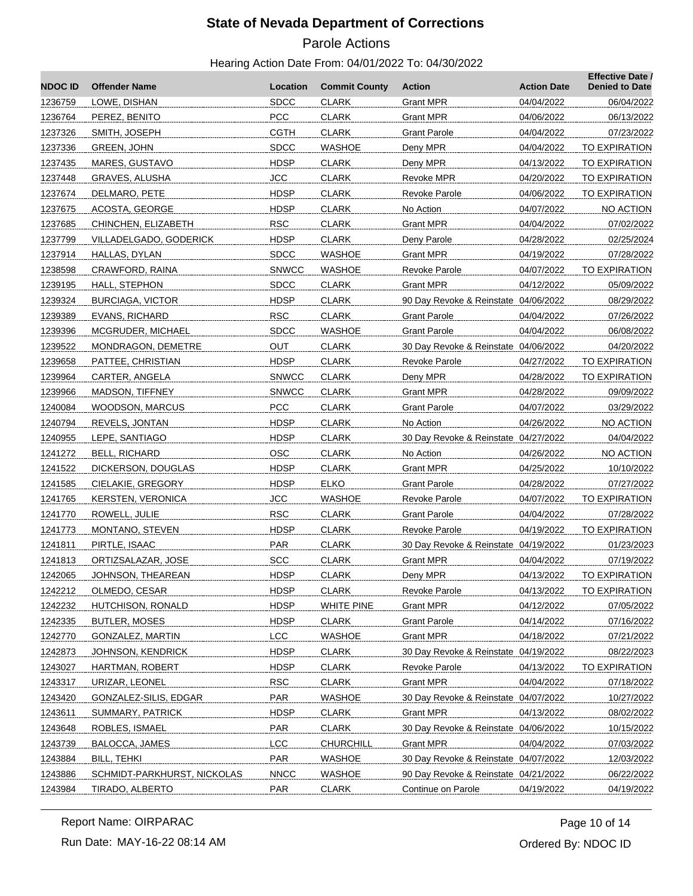# State of Nevada Department of Corrections

Parole Actions

Hearing Action Date From: 04/01/2022 To: 04/30/2022

| NDOC ID | Offender Name | Location | Commit County | Action | Action Date | Effective Date / Denied to Date |
|---|---|---|---|---|---|---|
| 1236759 | LOWE, DISHAN | SDCC | CLARK | Grant MPR | 04/04/2022 | 06/04/2022 |
| 1236764 | PEREZ, BENITO | PCC | CLARK | Grant MPR | 04/06/2022 | 06/13/2022 |
| 1237326 | SMITH, JOSEPH | CGTH | CLARK | Grant Parole | 04/04/2022 | 07/23/2022 |
| 1237336 | GREEN, JOHN | SDCC | WASHOE | Deny MPR | 04/04/2022 | TO EXPIRATION |
| 1237435 | MARES, GUSTAVO | HDSP | CLARK | Deny MPR | 04/13/2022 | TO EXPIRATION |
| 1237448 | GRAVES, ALUSHA | JCC | CLARK | Revoke MPR | 04/20/2022 | TO EXPIRATION |
| 1237674 | DELMARO, PETE | HDSP | CLARK | Revoke Parole | 04/06/2022 | TO EXPIRATION |
| 1237675 | ACOSTA, GEORGE | HDSP | CLARK | No Action | 04/07/2022 | NO ACTION |
| 1237685 | CHINCHEN, ELIZABETH | RSC | CLARK | Grant MPR | 04/04/2022 | 07/02/2022 |
| 1237799 | VILLADELGADO, GODERICK | HDSP | CLARK | Deny Parole | 04/28/2022 | 02/25/2024 |
| 1237914 | HALLAS, DYLAN | SDCC | WASHOE | Grant MPR | 04/19/2022 | 07/28/2022 |
| 1238598 | CRAWFORD, RAINA | SNWCC | WASHOE | Revoke Parole | 04/07/2022 | TO EXPIRATION |
| 1239195 | HALL, STEPHON | SDCC | CLARK | Grant MPR | 04/12/2022 | 05/09/2022 |
| 1239324 | BURCIAGA, VICTOR | HDSP | CLARK | 90 Day Revoke & Reinstate | 04/06/2022 | 08/29/2022 |
| 1239389 | EVANS, RICHARD | RSC | CLARK | Grant Parole | 04/04/2022 | 07/26/2022 |
| 1239396 | MCGRUDER, MICHAEL | SDCC | WASHOE | Grant Parole | 04/04/2022 | 06/08/2022 |
| 1239522 | MONDRAGON, DEMETRE | OUT | CLARK | 30 Day Revoke & Reinstate | 04/06/2022 | 04/20/2022 |
| 1239658 | PATTEE, CHRISTIAN | HDSP | CLARK | Revoke Parole | 04/27/2022 | TO EXPIRATION |
| 1239964 | CARTER, ANGELA | SNWCC | CLARK | Deny MPR | 04/28/2022 | TO EXPIRATION |
| 1239966 | MADSON, TIFFNEY | SNWCC | CLARK | Grant MPR | 04/28/2022 | 09/09/2022 |
| 1240084 | WOODSON, MARCUS | PCC | CLARK | Grant Parole | 04/07/2022 | 03/29/2022 |
| 1240794 | REVELS, JONTAN | HDSP | CLARK | No Action | 04/26/2022 | NO ACTION |
| 1240955 | LEPE, SANTIAGO | HDSP | CLARK | 30 Day Revoke & Reinstate | 04/27/2022 | 04/04/2022 |
| 1241272 | BELL, RICHARD | OSC | CLARK | No Action | 04/26/2022 | NO ACTION |
| 1241522 | DICKERSON, DOUGLAS | HDSP | CLARK | Grant MPR | 04/25/2022 | 10/10/2022 |
| 1241585 | CIELAKIE, GREGORY | HDSP | ELKO | Grant Parole | 04/28/2022 | 07/27/2022 |
| 1241765 | KERSTEN, VERONICA | JCC | WASHOE | Revoke Parole | 04/07/2022 | TO EXPIRATION |
| 1241770 | ROWELL, JULIE | RSC | CLARK | Grant Parole | 04/04/2022 | 07/28/2022 |
| 1241773 | MONTANO, STEVEN | HDSP | CLARK | Revoke Parole | 04/19/2022 | TO EXPIRATION |
| 1241811 | PIRTLE, ISAAC | PAR | CLARK | 30 Day Revoke & Reinstate | 04/19/2022 | 01/23/2023 |
| 1241813 | ORTIZSALAZAR, JOSE | SCC | CLARK | Grant MPR | 04/04/2022 | 07/19/2022 |
| 1242065 | JOHNSON, THEAREAN | HDSP | CLARK | Deny MPR | 04/13/2022 | TO EXPIRATION |
| 1242212 | OLMEDO, CESAR | HDSP | CLARK | Revoke Parole | 04/13/2022 | TO EXPIRATION |
| 1242232 | HUTCHISON, RONALD | HDSP | WHITE PINE | Grant MPR | 04/12/2022 | 07/05/2022 |
| 1242335 | BUTLER, MOSES | HDSP | CLARK | Grant Parole | 04/14/2022 | 07/16/2022 |
| 1242770 | GONZALEZ, MARTIN | LCC | WASHOE | Grant MPR | 04/18/2022 | 07/21/2022 |
| 1242873 | JOHNSON, KENDRICK | HDSP | CLARK | 30 Day Revoke & Reinstate | 04/19/2022 | 08/22/2023 |
| 1243027 | HARTMAN, ROBERT | HDSP | CLARK | Revoke Parole | 04/13/2022 | TO EXPIRATION |
| 1243317 | URIZAR, LEONEL | RSC | CLARK | Grant MPR | 04/04/2022 | 07/18/2022 |
| 1243420 | GONZALEZ-SILIS, EDGAR | PAR | WASHOE | 30 Day Revoke & Reinstate | 04/07/2022 | 10/27/2022 |
| 1243611 | SUMMARY, PATRICK | HDSP | CLARK | Grant MPR | 04/13/2022 | 08/02/2022 |
| 1243648 | ROBLES, ISMAEL | PAR | CLARK | 30 Day Revoke & Reinstate | 04/06/2022 | 10/15/2022 |
| 1243739 | BALOCCA, JAMES | LCC | CHURCHILL | Grant MPR | 04/04/2022 | 07/03/2022 |
| 1243884 | BILL, TEHKI | PAR | WASHOE | 30 Day Revoke & Reinstate | 04/07/2022 | 12/03/2022 |
| 1243886 | SCHMIDT-PARKHURST, NICKOLAS | NNCC | WASHOE | 90 Day Revoke & Reinstate | 04/21/2022 | 06/22/2022 |
| 1243984 | TIRADO, ALBERTO | PAR | CLARK | Continue on Parole | 04/19/2022 | 04/19/2022 |

Report Name: OIRPARAC

Run Date: MAY-16-22 08:14 AM

Ordered By: NDOC ID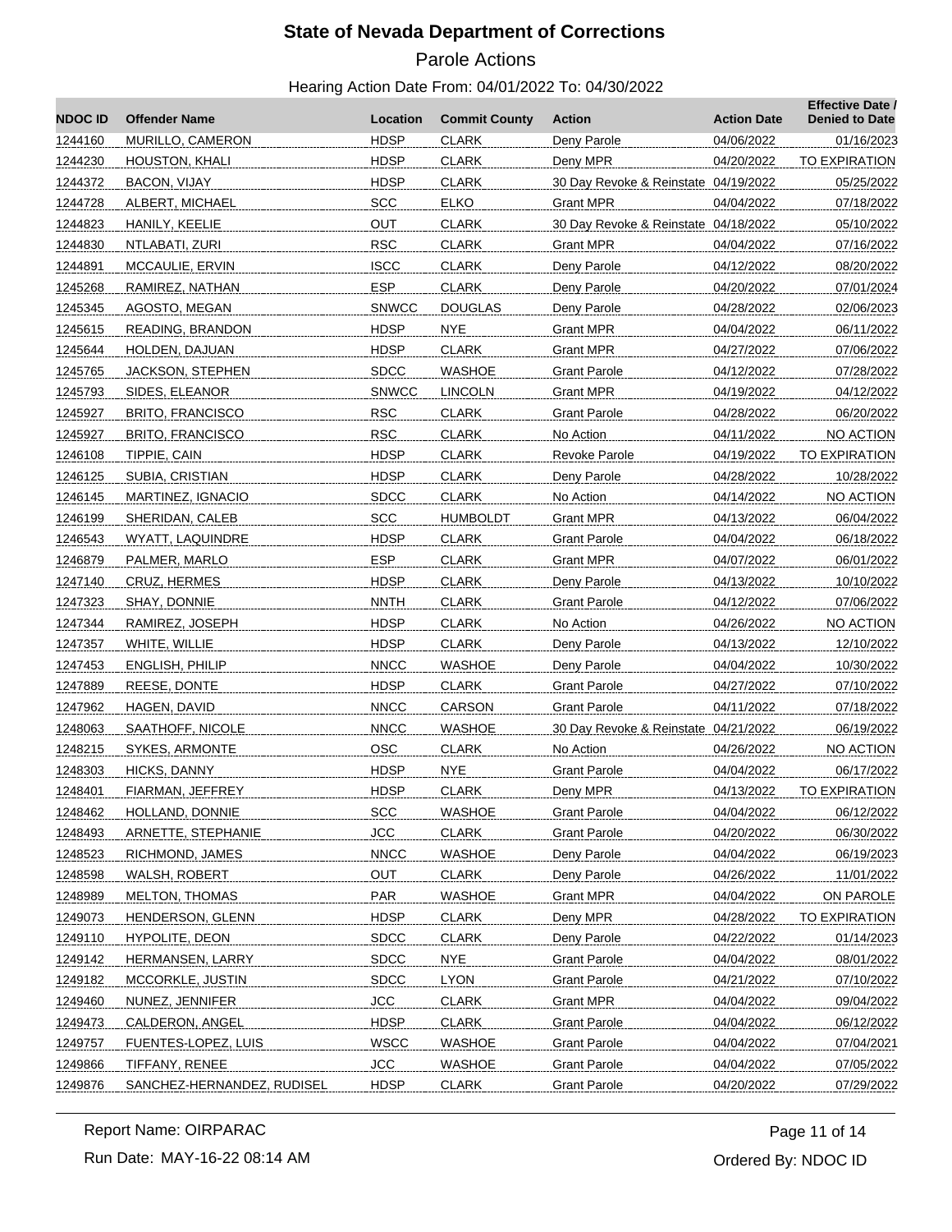# State of Nevada Department of Corrections

## Parole Actions

### Hearing Action Date From: 04/01/2022 To: 04/30/2022

| NDOC ID | Offender Name | Location | Commit County | Action | Action Date | Effective Date / Denied to Date |
|---|---|---|---|---|---|---|
| 1244160 | MURILLO, CAMERON | HDSP | CLARK | Deny Parole | 04/06/2022 | 01/16/2023 |
| 1244230 | HOUSTON, KHALI | HDSP | CLARK | Deny MPR | 04/20/2022 | TO EXPIRATION |
| 1244372 | BACON, VIJAY | HDSP | CLARK | 30 Day Revoke & Reinstate | 04/19/2022 | 05/25/2022 |
| 1244728 | ALBERT, MICHAEL | SCC | ELKO | Grant MPR | 04/04/2022 | 07/18/2022 |
| 1244823 | HANILY, KEELIE | OUT | CLARK | 30 Day Revoke & Reinstate | 04/18/2022 | 05/10/2022 |
| 1244830 | NTLABATI, ZURI | RSC | CLARK | Grant MPR | 04/04/2022 | 07/16/2022 |
| 1244891 | MCCAULIE, ERVIN | ISCC | CLARK | Deny Parole | 04/12/2022 | 08/20/2022 |
| 1245268 | RAMIREZ, NATHAN | ESP | CLARK | Deny Parole | 04/20/2022 | 07/01/2024 |
| 1245345 | AGOSTO, MEGAN | SNWCC | DOUGLAS | Deny Parole | 04/28/2022 | 02/06/2023 |
| 1245615 | READING, BRANDON | HDSP | NYE | Grant MPR | 04/04/2022 | 06/11/2022 |
| 1245644 | HOLDEN, DAJUAN | HDSP | CLARK | Grant MPR | 04/27/2022 | 07/06/2022 |
| 1245765 | JACKSON, STEPHEN | SDCC | WASHOE | Grant Parole | 04/12/2022 | 07/28/2022 |
| 1245793 | SIDES, ELEANOR | SNWCC | LINCOLN | Grant MPR | 04/19/2022 | 04/12/2022 |
| 1245927 | BRITO, FRANCISCO | RSC | CLARK | Grant Parole | 04/28/2022 | 06/20/2022 |
| 1245927 | BRITO, FRANCISCO | RSC | CLARK | No Action | 04/11/2022 | NO ACTION |
| 1246108 | TIPPIE, CAIN | HDSP | CLARK | Revoke Parole | 04/19/2022 | TO EXPIRATION |
| 1246125 | SUBIA, CRISTIAN | HDSP | CLARK | Deny Parole | 04/28/2022 | 10/28/2022 |
| 1246145 | MARTINEZ, IGNACIO | SDCC | CLARK | No Action | 04/14/2022 | NO ACTION |
| 1246199 | SHERIDAN, CALEB | SCC | HUMBOLDT | Grant MPR | 04/13/2022 | 06/04/2022 |
| 1246543 | WYATT, LAQUINDRE | HDSP | CLARK | Grant Parole | 04/04/2022 | 06/18/2022 |
| 1246879 | PALMER, MARLO | ESP | CLARK | Grant MPR | 04/07/2022 | 06/01/2022 |
| 1247140 | CRUZ, HERMES | HDSP | CLARK | Deny Parole | 04/13/2022 | 10/10/2022 |
| 1247323 | SHAY, DONNIE | NNTH | CLARK | Grant Parole | 04/12/2022 | 07/06/2022 |
| 1247344 | RAMIREZ, JOSEPH | HDSP | CLARK | No Action | 04/26/2022 | NO ACTION |
| 1247357 | WHITE, WILLIE | HDSP | CLARK | Deny Parole | 04/13/2022 | 12/10/2022 |
| 1247453 | ENGLISH, PHILIP | NNCC | WASHOE | Deny Parole | 04/04/2022 | 10/30/2022 |
| 1247889 | REESE, DONTE | HDSP | CLARK | Grant Parole | 04/27/2022 | 07/10/2022 |
| 1247962 | HAGEN, DAVID | NNCC | CARSON | Grant Parole | 04/11/2022 | 07/18/2022 |
| 1248063 | SAATHOFF, NICOLE | NNCC | WASHOE | 30 Day Revoke & Reinstate | 04/21/2022 | 06/19/2022 |
| 1248215 | SYKES, ARMONTE | OSC | CLARK | No Action | 04/26/2022 | NO ACTION |
| 1248303 | HICKS, DANNY | HDSP | NYE | Grant Parole | 04/04/2022 | 06/17/2022 |
| 1248401 | FIARMAN, JEFFREY | HDSP | CLARK | Deny MPR | 04/13/2022 | TO EXPIRATION |
| 1248462 | HOLLAND, DONNIE | SCC | WASHOE | Grant Parole | 04/04/2022 | 06/12/2022 |
| 1248493 | ARNETTE, STEPHANIE | JCC | CLARK | Grant Parole | 04/20/2022 | 06/30/2022 |
| 1248523 | RICHMOND, JAMES | NNCC | WASHOE | Deny Parole | 04/04/2022 | 06/19/2023 |
| 1248598 | WALSH, ROBERT | OUT | CLARK | Deny Parole | 04/26/2022 | 11/01/2022 |
| 1248989 | MELTON, THOMAS | PAR | WASHOE | Grant MPR | 04/04/2022 | ON PAROLE |
| 1249073 | HENDERSON, GLENN | HDSP | CLARK | Deny MPR | 04/28/2022 | TO EXPIRATION |
| 1249110 | HYPOLITE, DEON | SDCC | CLARK | Deny Parole | 04/22/2022 | 01/14/2023 |
| 1249142 | HERMANSEN, LARRY | SDCC | NYE | Grant Parole | 04/04/2022 | 08/01/2022 |
| 1249182 | MCCORKLE, JUSTIN | SDCC | LYON | Grant Parole | 04/21/2022 | 07/10/2022 |
| 1249460 | NUNEZ, JENNIFER | JCC | CLARK | Grant MPR | 04/04/2022 | 09/04/2022 |
| 1249473 | CALDERON, ANGEL | HDSP | CLARK | Grant Parole | 04/04/2022 | 06/12/2022 |
| 1249757 | FUENTES-LOPEZ, LUIS | WSCC | WASHOE | Grant Parole | 04/04/2022 | 07/04/2021 |
| 1249866 | TIFFANY, RENEE | JCC | WASHOE | Grant Parole | 04/04/2022 | 07/05/2022 |
| 1249876 | SANCHEZ-HERNANDEZ, RUDISEL | HDSP | CLARK | Grant Parole | 04/20/2022 | 07/29/2022 |

Report Name: OIRPARAC

Run Date: MAY-16-22 08:14 AM

Ordered By: NDOC ID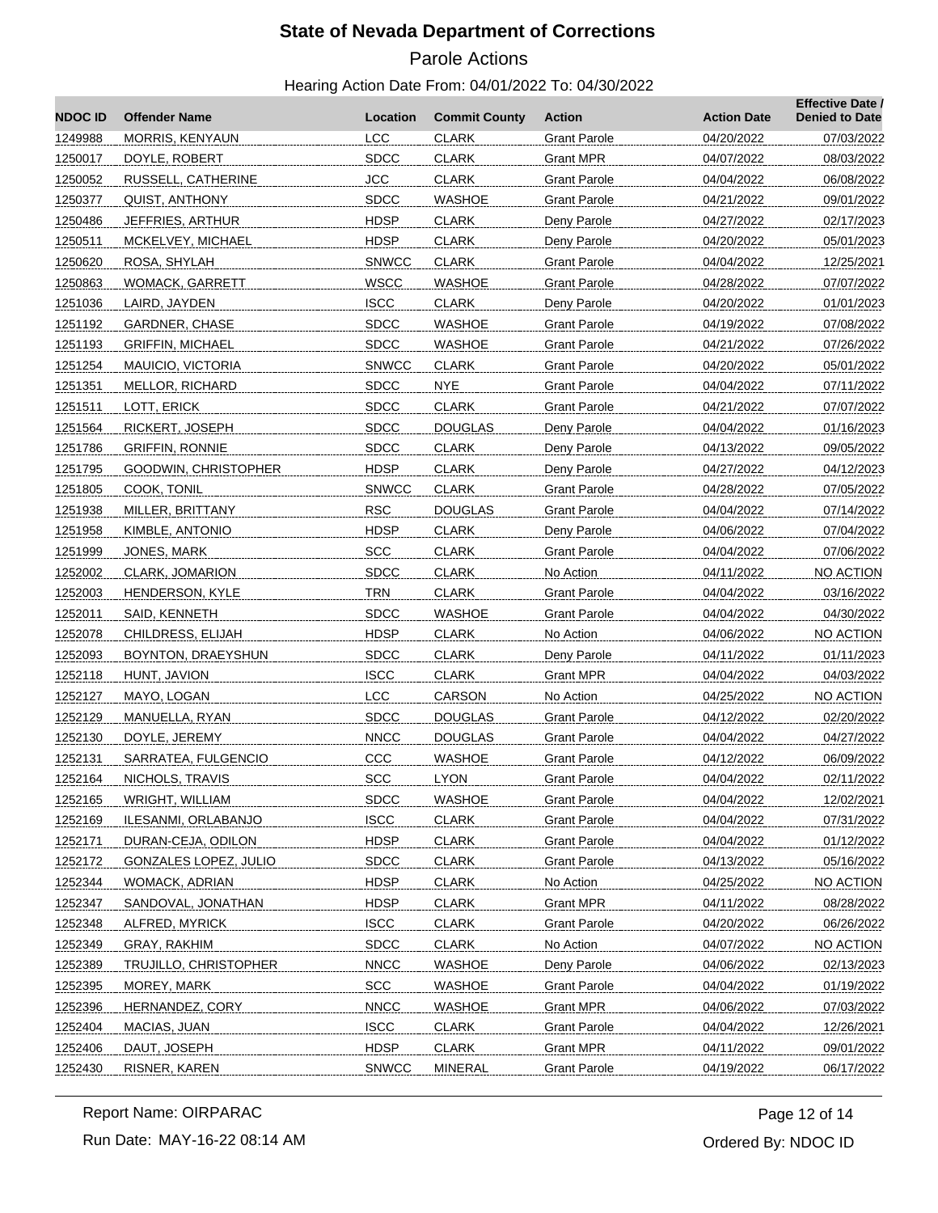# State of Nevada Department of Corrections

## Parole Actions

### Hearing Action Date From: 04/01/2022 To: 04/30/2022

| NDOC ID | Offender Name | Location | Commit County | Action | Action Date | Effective Date / Denied to Date |
|---|---|---|---|---|---|---|
| 1249988 | MORRIS, KENYAUN | LCC | CLARK | Grant Parole | 04/20/2022 | 07/03/2022 |
| 1250017 | DOYLE, ROBERT | SDCC | CLARK | Grant MPR | 04/07/2022 | 08/03/2022 |
| 1250052 | RUSSELL, CATHERINE | JCC | CLARK | Grant Parole | 04/04/2022 | 06/08/2022 |
| 1250377 | QUIST, ANTHONY | SDCC | WASHOE | Grant Parole | 04/21/2022 | 09/01/2022 |
| 1250486 | JEFFRIES, ARTHUR | HDSP | CLARK | Deny Parole | 04/27/2022 | 02/17/2023 |
| 1250511 | MCKELVEY, MICHAEL | HDSP | CLARK | Deny Parole | 04/20/2022 | 05/01/2023 |
| 1250620 | ROSA, SHYLAH | SNWCC | CLARK | Grant Parole | 04/04/2022 | 12/25/2021 |
| 1250863 | WOMACK, GARRETT | WSCC | WASHOE | Grant Parole | 04/28/2022 | 07/07/2022 |
| 1251036 | LAIRD, JAYDEN | ISCC | CLARK | Deny Parole | 04/20/2022 | 01/01/2023 |
| 1251192 | GARDNER, CHASE | SDCC | WASHOE | Grant Parole | 04/19/2022 | 07/08/2022 |
| 1251193 | GRIFFIN, MICHAEL | SDCC | WASHOE | Grant Parole | 04/21/2022 | 07/26/2022 |
| 1251254 | MAUICIO, VICTORIA | SNWCC | CLARK | Grant Parole | 04/20/2022 | 05/01/2022 |
| 1251351 | MELLOR, RICHARD | SDCC | NYE | Grant Parole | 04/04/2022 | 07/11/2022 |
| 1251511 | LOTT, ERICK | SDCC | CLARK | Grant Parole | 04/21/2022 | 07/07/2022 |
| 1251564 | RICKERT, JOSEPH | SDCC | DOUGLAS | Deny Parole | 04/04/2022 | 01/16/2023 |
| 1251786 | GRIFFIN, RONNIE | SDCC | CLARK | Deny Parole | 04/13/2022 | 09/05/2022 |
| 1251795 | GOODWIN, CHRISTOPHER | HDSP | CLARK | Deny Parole | 04/27/2022 | 04/12/2023 |
| 1251805 | COOK, TONIL | SNWCC | CLARK | Grant Parole | 04/28/2022 | 07/05/2022 |
| 1251938 | MILLER, BRITTANY | RSC | DOUGLAS | Grant Parole | 04/04/2022 | 07/14/2022 |
| 1251958 | KIMBLE, ANTONIO | HDSP | CLARK | Deny Parole | 04/06/2022 | 07/04/2022 |
| 1251999 | JONES, MARK | SCC | CLARK | Grant Parole | 04/04/2022 | 07/06/2022 |
| 1252002 | CLARK, JOMARION | SDCC | CLARK | No Action | 04/11/2022 | NO ACTION |
| 1252003 | HENDERSON, KYLE | TRN | CLARK | Grant Parole | 04/04/2022 | 03/16/2022 |
| 1252011 | SAID, KENNETH | SDCC | WASHOE | Grant Parole | 04/04/2022 | 04/30/2022 |
| 1252078 | CHILDRESS, ELIJAH | HDSP | CLARK | No Action | 04/06/2022 | NO ACTION |
| 1252093 | BOYNTON, DRAEYSHUN | SDCC | CLARK | Deny Parole | 04/11/2022 | 01/11/2023 |
| 1252118 | HUNT, JAVION | ISCC | CLARK | Grant MPR | 04/04/2022 | 04/03/2022 |
| 1252127 | MAYO, LOGAN | LCC | CARSON | No Action | 04/25/2022 | NO ACTION |
| 1252129 | MANUELLA, RYAN | SDCC | DOUGLAS | Grant Parole | 04/12/2022 | 02/20/2022 |
| 1252130 | DOYLE, JEREMY | NNCC | DOUGLAS | Grant Parole | 04/04/2022 | 04/27/2022 |
| 1252131 | SARRATEA, FULGENCIO | CCC | WASHOE | Grant Parole | 04/12/2022 | 06/09/2022 |
| 1252164 | NICHOLS, TRAVIS | SCC | LYON | Grant Parole | 04/04/2022 | 02/11/2022 |
| 1252165 | WRIGHT, WILLIAM | SDCC | WASHOE | Grant Parole | 04/04/2022 | 12/02/2021 |
| 1252169 | ILESANMI, ORLABANJO | ISCC | CLARK | Grant Parole | 04/04/2022 | 07/31/2022 |
| 1252171 | DURAN-CEJA, ODILON | HDSP | CLARK | Grant Parole | 04/04/2022 | 01/12/2022 |
| 1252172 | GONZALES LOPEZ, JULIO | SDCC | CLARK | Grant Parole | 04/13/2022 | 05/16/2022 |
| 1252344 | WOMACK, ADRIAN | HDSP | CLARK | No Action | 04/25/2022 | NO ACTION |
| 1252347 | SANDOVAL, JONATHAN | HDSP | CLARK | Grant MPR | 04/11/2022 | 08/28/2022 |
| 1252348 | ALFRED, MYRICK | ISCC | CLARK | Grant Parole | 04/20/2022 | 06/26/2022 |
| 1252349 | GRAY, RAKHIM | SDCC | CLARK | No Action | 04/07/2022 | NO ACTION |
| 1252389 | TRUJILLO, CHRISTOPHER | NNCC | WASHOE | Deny Parole | 04/06/2022 | 02/13/2023 |
| 1252395 | MOREY, MARK | SCC | WASHOE | Grant Parole | 04/04/2022 | 01/19/2022 |
| 1252396 | HERNANDEZ, CORY | NNCC | WASHOE | Grant MPR | 04/06/2022 | 07/03/2022 |
| 1252404 | MACIAS, JUAN | ISCC | CLARK | Grant Parole | 04/04/2022 | 12/26/2021 |
| 1252406 | DAUT, JOSEPH | HDSP | CLARK | Grant MPR | 04/11/2022 | 09/01/2022 |
| 1252430 | RISNER, KAREN | SNWCC | MINERAL | Grant Parole | 04/19/2022 | 06/17/2022 |

Report Name: OIRPARAC

Run Date: MAY-16-22 08:14 AM

Ordered By: NDOC ID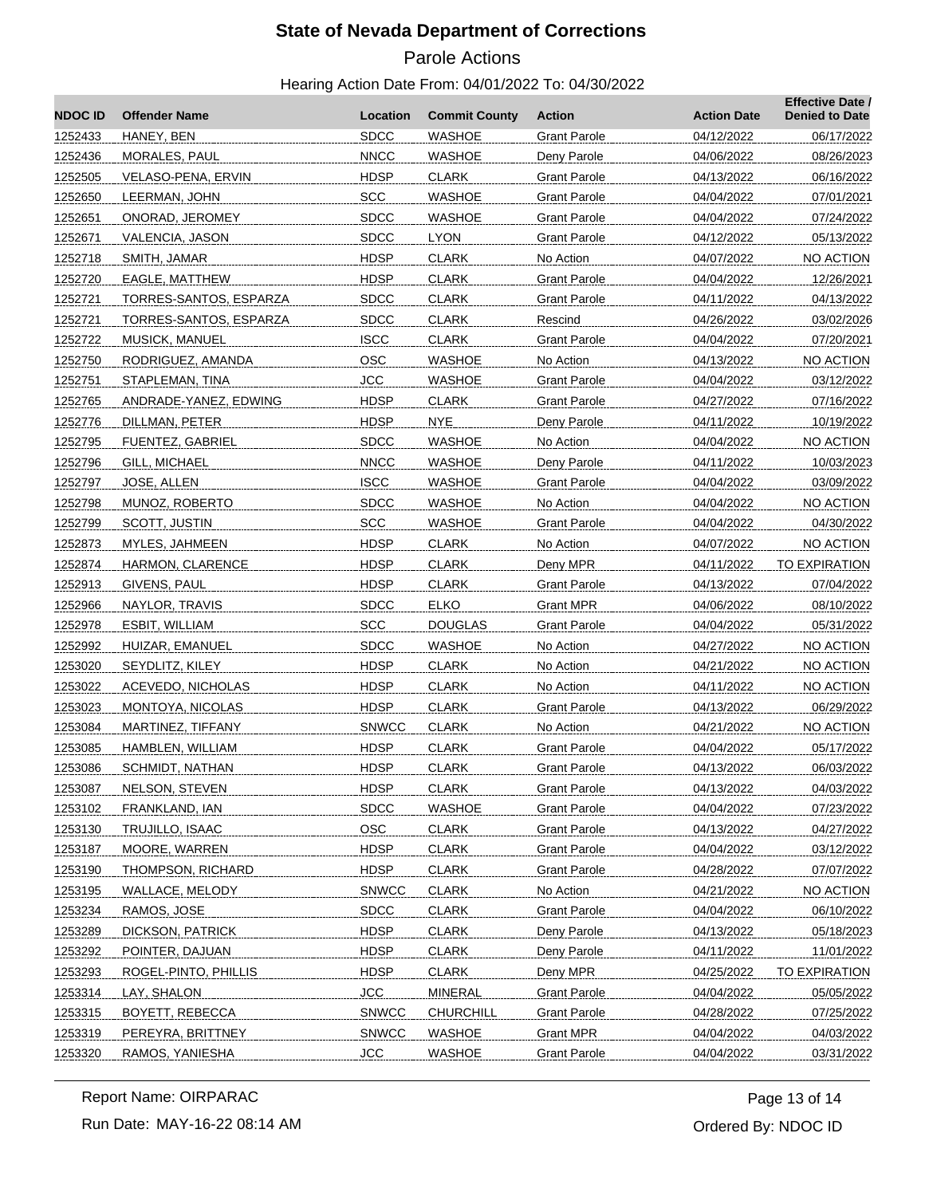# State of Nevada Department of Corrections

## Parole Actions

### Hearing Action Date From: 04/01/2022 To: 04/30/2022

| NDOC ID | Offender Name | Location | Commit County | Action | Action Date | Effective Date / Denied to Date |
|---|---|---|---|---|---|---|
| 1252433 | HANEY, BEN | SDCC | WASHOE | Grant Parole | 04/12/2022 | 06/17/2022 |
| 1252436 | MORALES, PAUL | NNCC | WASHOE | Deny Parole | 04/06/2022 | 08/26/2023 |
| 1252505 | VELASO-PENA, ERVIN | HDSP | CLARK | Grant Parole | 04/13/2022 | 06/16/2022 |
| 1252650 | LEERMAN, JOHN | SCC | WASHOE | Grant Parole | 04/04/2022 | 07/01/2021 |
| 1252651 | ONORAD, JEROMEY | SDCC | WASHOE | Grant Parole | 04/04/2022 | 07/24/2022 |
| 1252671 | VALENCIA, JASON | SDCC | LYON | Grant Parole | 04/12/2022 | 05/13/2022 |
| 1252718 | SMITH, JAMAR | HDSP | CLARK | No Action | 04/07/2022 | NO ACTION |
| 1252720 | EAGLE, MATTHEW | HDSP | CLARK | Grant Parole | 04/04/2022 | 12/26/2021 |
| 1252721 | TORRES-SANTOS, ESPARZA | SDCC | CLARK | Grant Parole | 04/11/2022 | 04/13/2022 |
| 1252721 | TORRES-SANTOS, ESPARZA | SDCC | CLARK | Rescind | 04/26/2022 | 03/02/2026 |
| 1252722 | MUSICK, MANUEL | ISCC | CLARK | Grant Parole | 04/04/2022 | 07/20/2021 |
| 1252750 | RODRIGUEZ, AMANDA | OSC | WASHOE | No Action | 04/13/2022 | NO ACTION |
| 1252751 | STAPLEMAN, TINA | JCC | WASHOE | Grant Parole | 04/04/2022 | 03/12/2022 |
| 1252765 | ANDRADE-YANEZ, EDWING | HDSP | CLARK | Grant Parole | 04/27/2022 | 07/16/2022 |
| 1252776 | DILLMAN, PETER | HDSP | NYE | Deny Parole | 04/11/2022 | 10/19/2022 |
| 1252795 | FUENTEZ, GABRIEL | SDCC | WASHOE | No Action | 04/04/2022 | NO ACTION |
| 1252796 | GILL, MICHAEL | NNCC | WASHOE | Deny Parole | 04/11/2022 | 10/03/2023 |
| 1252797 | JOSE, ALLEN | ISCC | WASHOE | Grant Parole | 04/04/2022 | 03/09/2022 |
| 1252798 | MUNOZ, ROBERTO | SDCC | WASHOE | No Action | 04/04/2022 | NO ACTION |
| 1252799 | SCOTT, JUSTIN | SCC | WASHOE | Grant Parole | 04/04/2022 | 04/30/2022 |
| 1252873 | MYLES, JAHMEEN | HDSP | CLARK | No Action | 04/07/2022 | NO ACTION |
| 1252874 | HARMON, CLARENCE | HDSP | CLARK | Deny MPR | 04/11/2022 | TO EXPIRATION |
| 1252913 | GIVENS, PAUL | HDSP | CLARK | Grant Parole | 04/13/2022 | 07/04/2022 |
| 1252966 | NAYLOR, TRAVIS | SDCC | ELKO | Grant MPR | 04/06/2022 | 08/10/2022 |
| 1252978 | ESBIT, WILLIAM | SCC | DOUGLAS | Grant Parole | 04/04/2022 | 05/31/2022 |
| 1252992 | HUIZAR, EMANUEL | SDCC | WASHOE | No Action | 04/27/2022 | NO ACTION |
| 1253020 | SEYDLITZ, KILEY | HDSP | CLARK | No Action | 04/21/2022 | NO ACTION |
| 1253022 | ACEVEDO, NICHOLAS | HDSP | CLARK | No Action | 04/11/2022 | NO ACTION |
| 1253023 | MONTOYA, NICOLAS | HDSP | CLARK | Grant Parole | 04/13/2022 | 06/29/2022 |
| 1253084 | MARTINEZ, TIFFANY | SNWCC | CLARK | No Action | 04/21/2022 | NO ACTION |
| 1253085 | HAMBLEN, WILLIAM | HDSP | CLARK | Grant Parole | 04/04/2022 | 05/17/2022 |
| 1253086 | SCHMIDT, NATHAN | HDSP | CLARK | Grant Parole | 04/13/2022 | 06/03/2022 |
| 1253087 | NELSON, STEVEN | HDSP | CLARK | Grant Parole | 04/13/2022 | 04/03/2022 |
| 1253102 | FRANKLAND, IAN | SDCC | WASHOE | Grant Parole | 04/04/2022 | 07/23/2022 |
| 1253130 | TRUJILLO, ISAAC | OSC | CLARK | Grant Parole | 04/13/2022 | 04/27/2022 |
| 1253187 | MOORE, WARREN | HDSP | CLARK | Grant Parole | 04/04/2022 | 03/12/2022 |
| 1253190 | THOMPSON, RICHARD | HDSP | CLARK | Grant Parole | 04/28/2022 | 07/07/2022 |
| 1253195 | WALLACE, MELODY | SNWCC | CLARK | No Action | 04/21/2022 | NO ACTION |
| 1253234 | RAMOS, JOSE | SDCC | CLARK | Grant Parole | 04/04/2022 | 06/10/2022 |
| 1253289 | DICKSON, PATRICK | HDSP | CLARK | Deny Parole | 04/13/2022 | 05/18/2023 |
| 1253292 | POINTER, DAJUAN | HDSP | CLARK | Deny Parole | 04/11/2022 | 11/01/2022 |
| 1253293 | ROGEL-PINTO, PHILLIS | HDSP | CLARK | Deny MPR | 04/25/2022 | TO EXPIRATION |
| 1253314 | LAY, SHALON | JCC | MINERAL | Grant Parole | 04/04/2022 | 05/05/2022 |
| 1253315 | BOYETT, REBECCA | SNWCC | CHURCHILL | Grant Parole | 04/28/2022 | 07/25/2022 |
| 1253319 | PEREYRA, BRITTNEY | SNWCC | WASHOE | Grant MPR | 04/04/2022 | 04/03/2022 |
| 1253320 | RAMOS, YANIESHA | JCC | WASHOE | Grant Parole | 04/04/2022 | 03/31/2022 |

Report Name: OIRPARAC
Run Date: MAY-16-22 08:14 AM

Ordered By: NDOC ID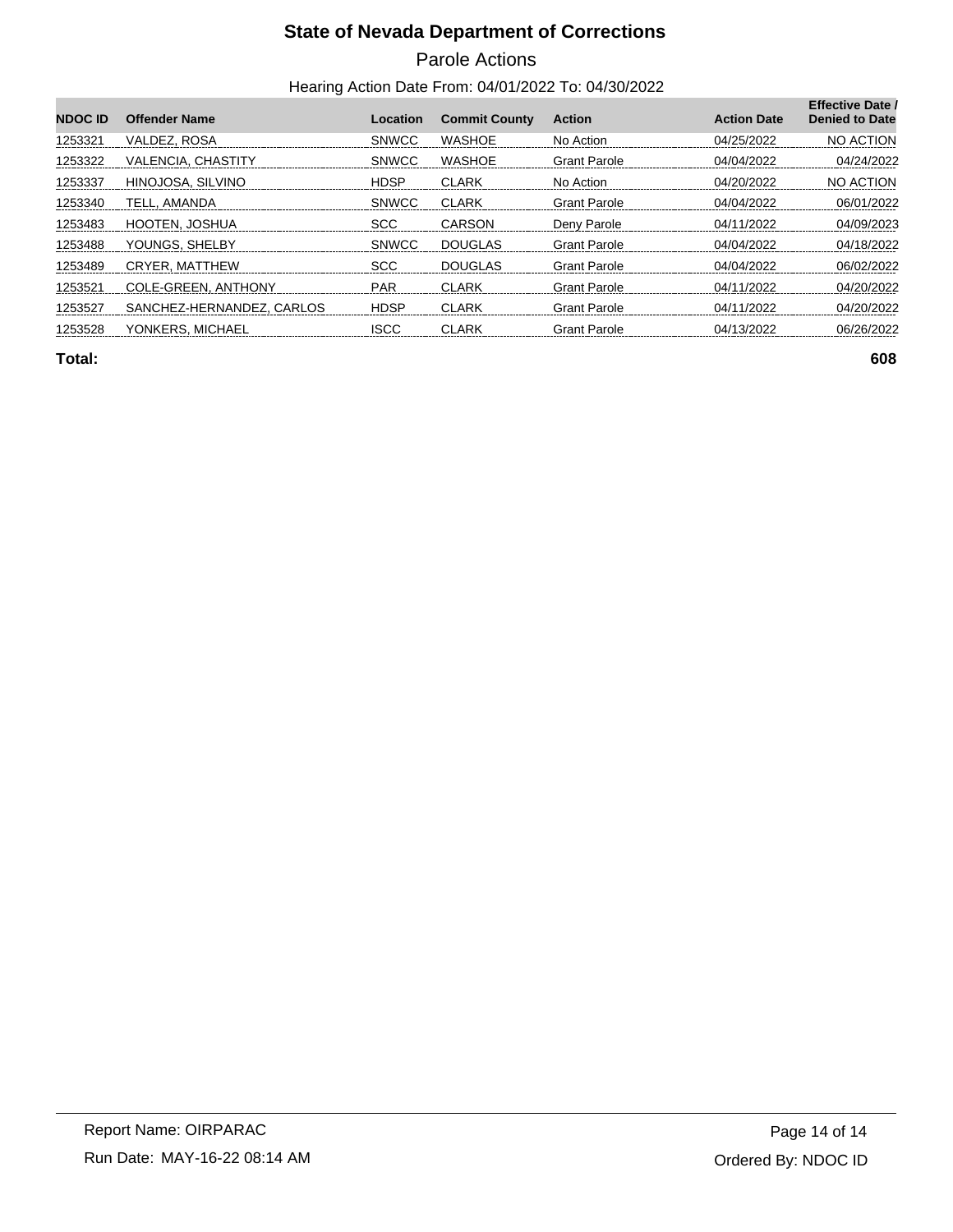# State of Nevada Department of Corrections

## Parole Actions

Hearing Action Date From: 04/01/2022 To: 04/30/2022

| NDOC ID | Offender Name | Location | Commit County | Action | Action Date | Effective Date / Denied to Date |
|---|---|---|---|---|---|---|
| 1253321 | VALDEZ, ROSA | SNWCC | WASHOE | No Action | 04/25/2022 | NO ACTION |
| 1253322 | VALENCIA, CHASTITY | SNWCC | WASHOE | Grant Parole | 04/04/2022 | 04/24/2022 |
| 1253337 | HINOJOSA, SILVINO | HDSP | CLARK | No Action | 04/20/2022 | NO ACTION |
| 1253340 | TELL, AMANDA | SNWCC | CLARK | Grant Parole | 04/04/2022 | 06/01/2022 |
| 1253483 | HOOTEN, JOSHUA | SCC | CARSON | Deny Parole | 04/11/2022 | 04/09/2023 |
| 1253488 | YOUNGS, SHELBY | SNWCC | DOUGLAS | Grant Parole | 04/04/2022 | 04/18/2022 |
| 1253489 | CRYER, MATTHEW | SCC | DOUGLAS | Grant Parole | 04/04/2022 | 06/02/2022 |
| 1253521 | COLE-GREEN, ANTHONY | PAR | CLARK | Grant Parole | 04/11/2022 | 04/20/2022 |
| 1253527 | SANCHEZ-HERNANDEZ, CARLOS | HDSP | CLARK | Grant Parole | 04/11/2022 | 04/20/2022 |
| 1253528 | YONKERS, MICHAEL | ISCC | CLARK | Grant Parole | 04/13/2022 | 06/26/2022 |

**Total:** **608**

Report Name: OIRPARAC

Run Date: MAY-16-22 08:14 AM

Ordered By: NDOC ID